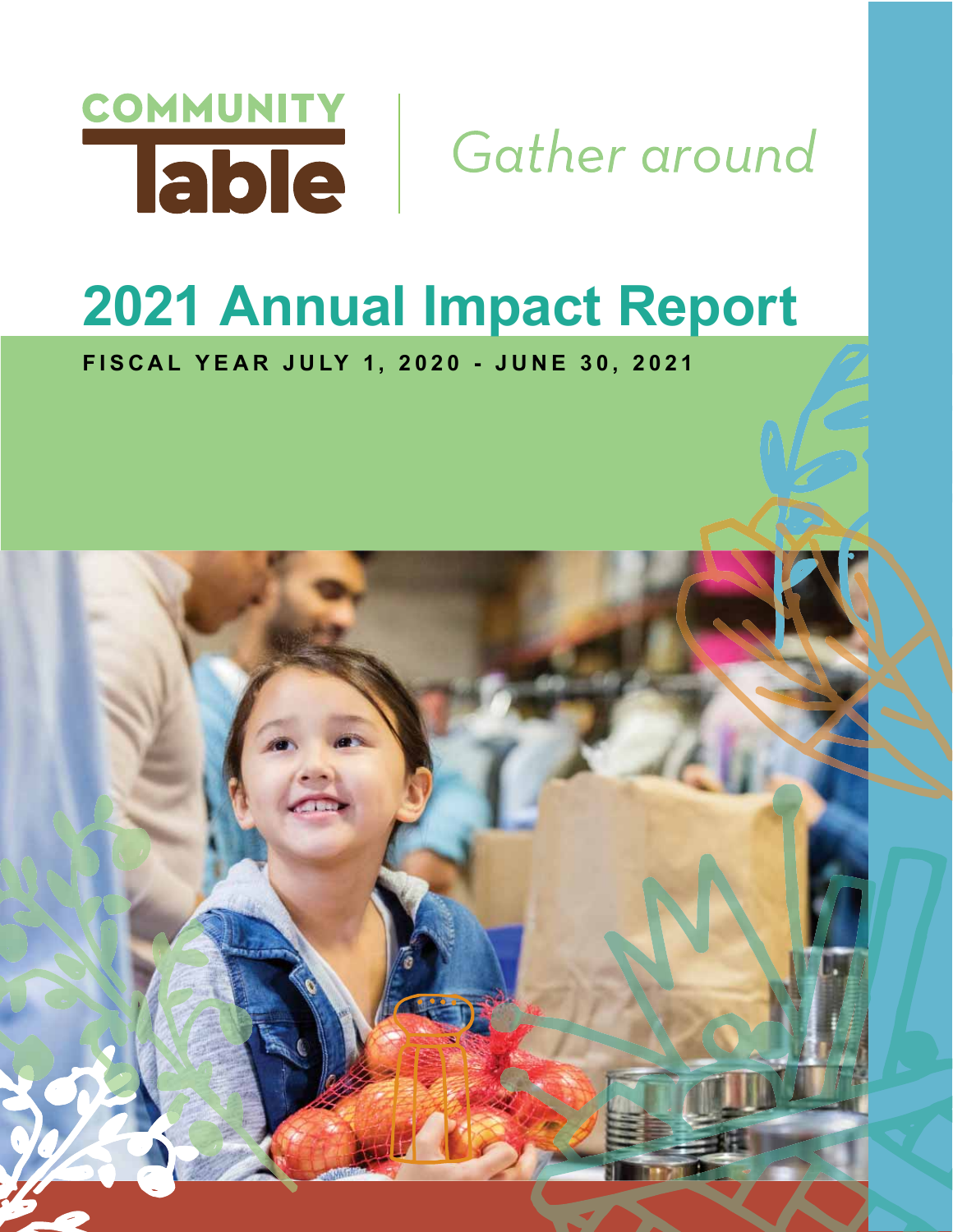COMMUNITY Table

*Gather around*

# 2021 Annual Impact Report

**FISCAL YEAR JULY 1, 2020 - JUNE 30, 2021**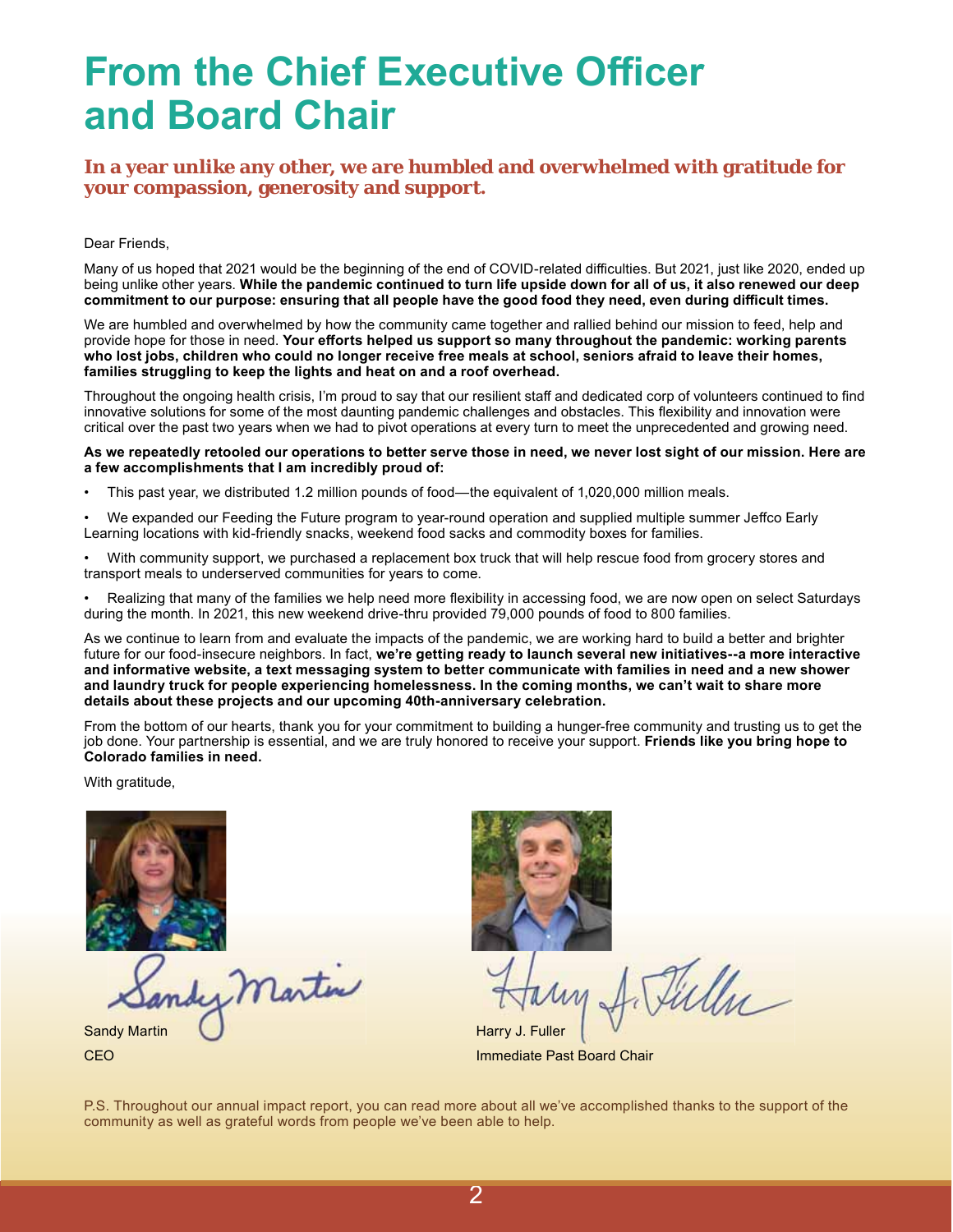# From the Chief Executive Officer and Board Chair

## In a year unlike any other, we are humbled and overwhelmed with gratitude for your compassion, generosity and support.

Dear Friends,

Many of us hoped that 2021 would be the beginning of the end of COVID-related difficulties. But 2021, just like 2020, ended up being unlike other years. **While the pandemic continued to turn life upside down for all of us, it also renewed our deep commitment to our purpose: ensuring that all people have the good food they need, even during difficult times.**

We are humbled and overwhelmed by how the community came together and rallied behind our mission to feed, help and provide hope for those in need. **Your efforts helped us support so many throughout the pandemic: working parents who lost jobs, children who could no longer receive free meals at school, seniors afraid to leave their homes, families struggling to keep the lights and heat on and a roof overhead.**

Throughout the ongoing health crisis, I'm proud to say that our resilient staff and dedicated corp of volunteers continued to find innovative solutions for some of the most daunting pandemic challenges and obstacles. This flexibility and innovation were critical over the past two years when we had to pivot operations at every turn to meet the unprecedented and growing need.

**As we repeatedly retooled our operations to better serve those in need, we never lost sight of our mission. Here are a few accomplishments that I am incredibly proud of:**

- This past year, we distributed 1.2 million pounds of food—the equivalent of 1,020,000 million meals.
- We expanded our Feeding the Future program to year-round operation and supplied multiple summer Jeffco Early Learning locations with kid-friendly snacks, weekend food sacks and commodity boxes for families.
- With community support, we purchased a replacement box truck that will help rescue food from grocery stores and transport meals to underserved communities for years to come.
- Realizing that many of the families we help need more flexibility in accessing food, we are now open on select Saturdays during the month. In 2021, this new weekend drive-thru provided 79,000 pounds of food to 800 families.

As we continue to learn from and evaluate the impacts of the pandemic, we are working hard to build a better and brighter future for our food-insecure neighbors. In fact, **we're getting ready to launch several new initiatives--a more interactive and informative website, a text messaging system to better communicate with families in need and a new shower and laundry truck for people experiencing homelessness. In the coming months, we can't wait to share more details about these projects and our upcoming 40th-anniversary celebration.**

From the bottom of our hearts, thank you for your commitment to building a hunger-free community and trusting us to get the job done. Your partnership is essential, and we are truly honored to receive your support. **Friends like you bring hope to Colorado families in need.**

With gratitude,

Sandy Martin
CEO

Harry J. Fuller
Immediate Past Board Chair

P.S. Throughout our annual impact report, you can read more about all we've accomplished thanks to the support of the community as well as grateful words from people we've been able to help.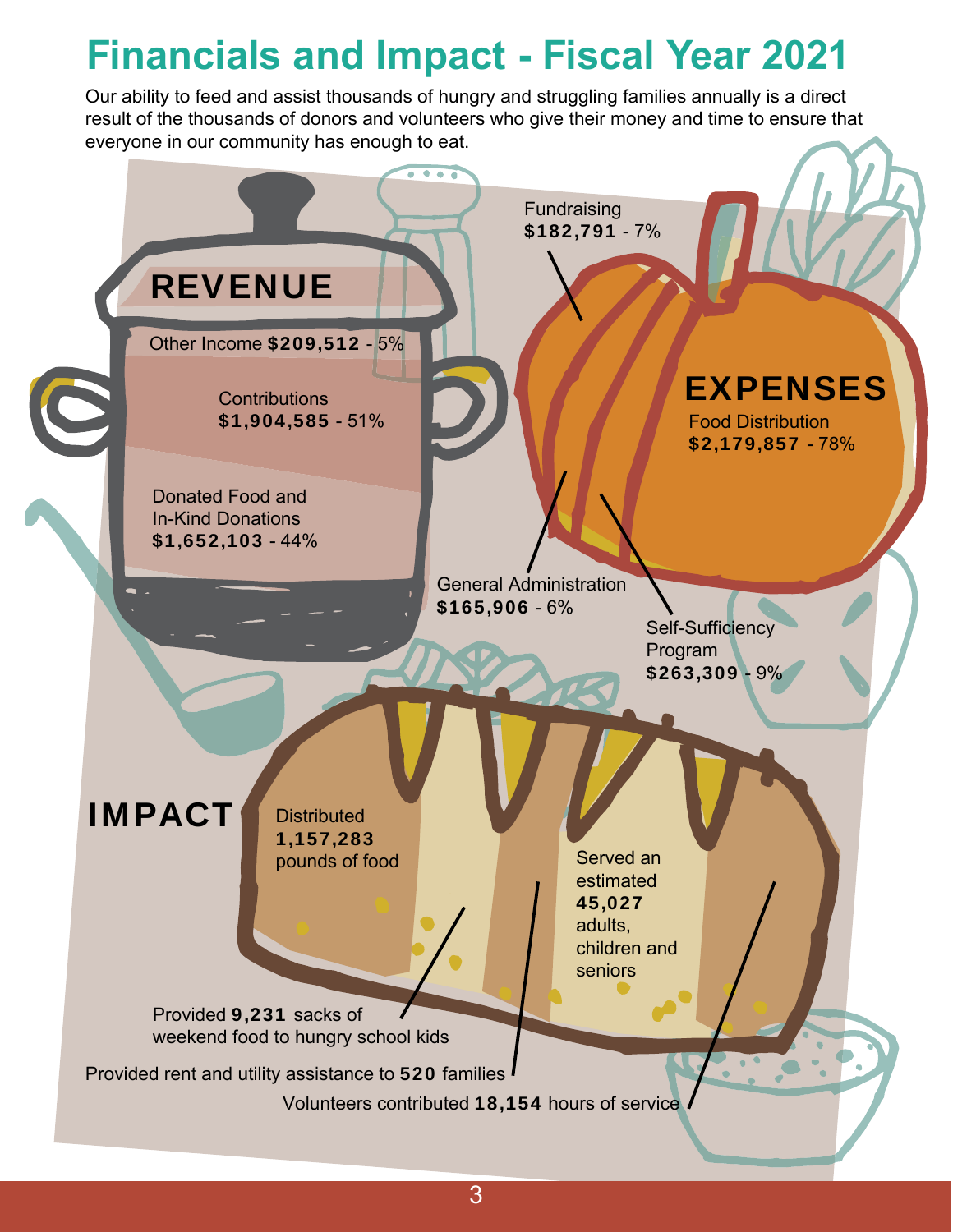# Financials and Impact - Fiscal Year 2021

Our ability to feed and assist thousands of hungry and struggling families annually is a direct result of the thousands of donors and volunteers who give their money and time to ensure that everyone in our community has enough to eat.

## REVENUE

Other Income **$209,512** - 5%

Contributions **$1,904,585** - 51%

Donated Food and In-Kind Donations **$1,652,103** - 44%

## EXPENSES

Food Distribution **$2,179,857** - 78%

Fundraising **$182,791** - 7%

General Administration **$165,906** - 6%

Self-Sufficiency Program **$263,309** - 9%

## IMPACT

Distributed **1,157,283** pounds of food

Served an estimated **45,027** adults, children and seniors

Provided **9,231** sacks of weekend food to hungry school kids

Provided rent and utility assistance to **520** families

Volunteers contributed **18,154** hours of service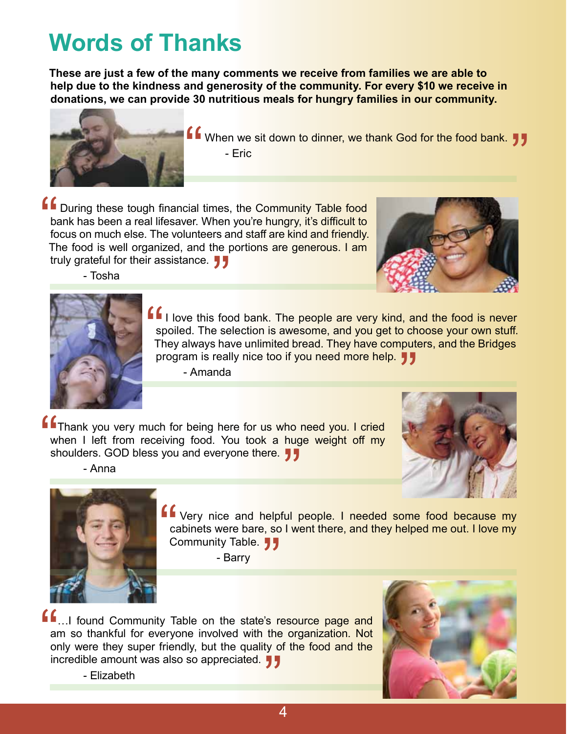# Words of Thanks

**These are just a few of the many comments we receive from families we are able to help due to the kindness and generosity of the community. For every $10 we receive in donations, we can provide 30 nutritious meals for hungry families in our community.**

"When we sit down to dinner, we thank God for the food bank."

- Eric

"During these tough financial times, the Community Table food bank has been a real lifesaver. When you're hungry, it's difficult to focus on much else. The volunteers and staff are kind and friendly. The food is well organized, and the portions are generous. I am truly grateful for their assistance."

- Tosha

"I love this food bank. The people are very kind, and the food is never spoiled. The selection is awesome, and you get to choose your own stuff. They always have unlimited bread. They have computers, and the Bridges program is really nice too if you need more help."

- Amanda

"Thank you very much for being here for us who need you. I cried when I left from receiving food. You took a huge weight off my shoulders. GOD bless you and everyone there."

- Anna

"Very nice and helpful people. I needed some food because my cabinets were bare, so I went there, and they helped me out. I love my Community Table."

- Barry

"...I found Community Table on the state's resource page and am so thankful for everyone involved with the organization. Not only were they super friendly, but the quality of the food and the incredible amount was also so appreciated."

- Elizabeth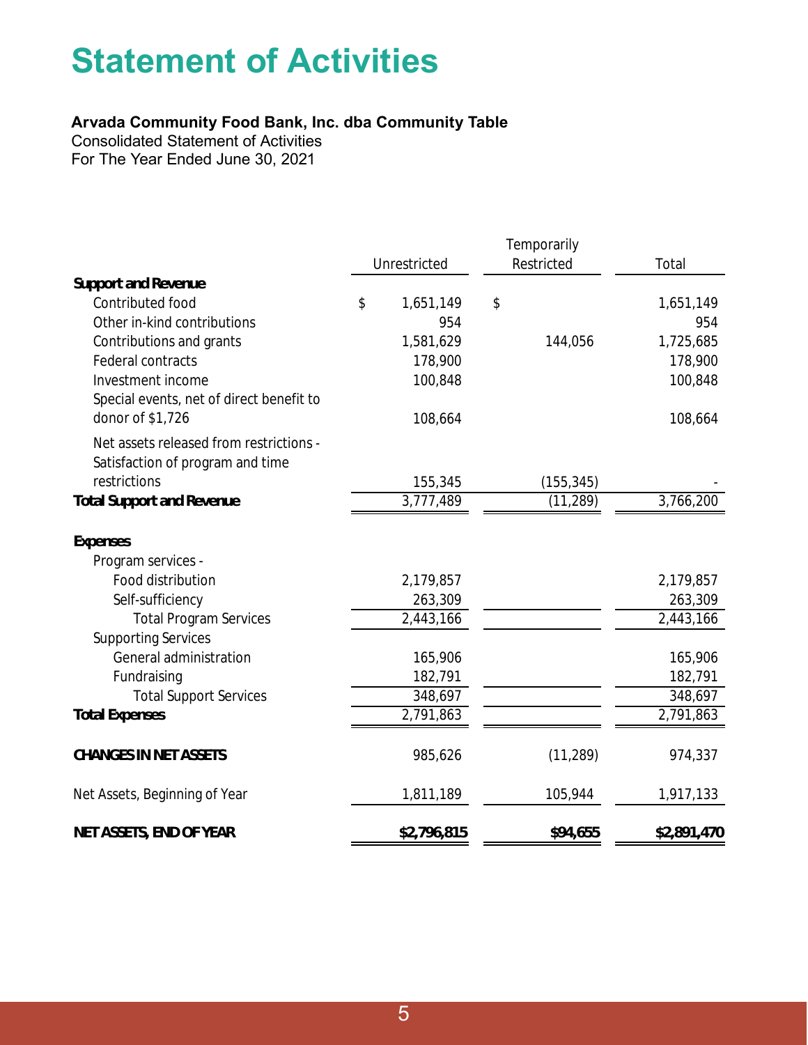# Statement of Activities

**Arvada Community Food Bank, Inc. dba Community Table**

Consolidated Statement of Activities

For The Year Ended June 30, 2021

| | Unrestricted | Temporarily Restricted | Total |
|---|---|---|---|
| **Support and Revenue** | | | |
| Contributed food | $ 1,651,149 | $ | 1,651,149 |
| Other in-kind contributions | 954 | | 954 |
| Contributions and grants | 1,581,629 | 144,056 | 1,725,685 |
| Federal contracts | 178,900 | | 178,900 |
| Investment income | 100,848 | | 100,848 |
| Special events, net of direct benefit to donor of $1,726 | 108,664 | | 108,664 |
| Net assets released from restrictions - Satisfaction of program and time restrictions | 155,345 | (155,345) | - |
| **Total Support and Revenue** | 3,777,489 | (11,289) | 3,766,200 |
| **Expenses** | | | |
| Program services - | | | |
| Food distribution | 2,179,857 | | 2,179,857 |
| Self-sufficiency | 263,309 | | 263,309 |
| Total Program Services | 2,443,166 | | 2,443,166 |
| Supporting Services | | | |
| General administration | 165,906 | | 165,906 |
| Fundraising | 182,791 | | 182,791 |
| Total Support Services | 348,697 | | 348,697 |
| **Total Expenses** | 2,791,863 | | 2,791,863 |
| **CHANGES IN NET ASSETS** | 985,626 | (11,289) | 974,337 |
| Net Assets, Beginning of Year | 1,811,189 | 105,944 | 1,917,133 |
| **NET ASSETS, END OF YEAR** | **$2,796,815** | **$94,655** | **$2,891,470** |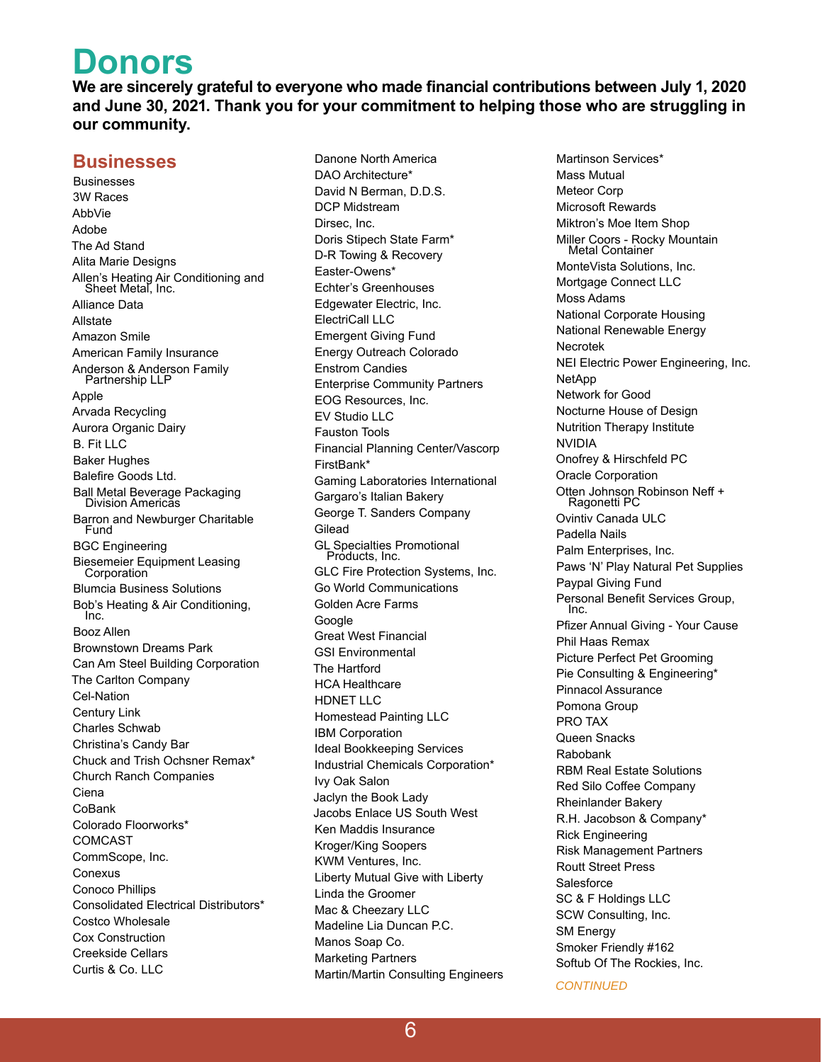# Donors

**We are sincerely grateful to everyone who made financial contributions between July 1, 2020 and June 30, 2021. Thank you for your commitment to helping those who are struggling in our community.**

## Businesses

Businesses
3W Races
AbbVie
Adobe
The Ad Stand
Alita Marie Designs
Allen's Heating Air Conditioning and Sheet Metal, Inc.
Alliance Data
Allstate
Amazon Smile
American Family Insurance
Anderson & Anderson Family Partnership LLP
Apple
Arvada Recycling
Aurora Organic Dairy
B. Fit LLC
Baker Hughes
Balefire Goods Ltd.
Ball Metal Beverage Packaging Division Americas
Barron and Newburger Charitable Fund
BGC Engineering
Biesemeier Equipment Leasing Corporation
Blumcia Business Solutions
Bob's Heating & Air Conditioning, Inc.
Booz Allen
Brownstown Dreams Park
Can Am Steel Building Corporation
The Carlton Company
Cel-Nation
Century Link
Charles Schwab
Christina's Candy Bar
Chuck and Trish Ochsner Remax*
Church Ranch Companies
Ciena
CoBank
Colorado Floorworks*
COMCAST
CommScope, Inc.
Conexus
Conoco Phillips
Consolidated Electrical Distributors*
Costco Wholesale
Cox Construction
Creekside Cellars
Curtis & Co. LLC
Danone North America
DAO Architecture*
David N Berman, D.D.S.
DCP Midstream
Dirsec, Inc.
Doris Stipech State Farm*
D-R Towing & Recovery
Easter-Owens*
Echter's Greenhouses
Edgewater Electric, Inc.
ElectriCall LLC
Emergent Giving Fund
Energy Outreach Colorado
Enstrom Candies
Enterprise Community Partners
EOG Resources, Inc.
EV Studio LLC
Fauston Tools
Financial Planning Center/Vascorp
FirstBank*
Gaming Laboratories International
Gargaro's Italian Bakery
George T. Sanders Company
Gilead
GL Specialties Promotional Products, Inc.
GLC Fire Protection Systems, Inc.
Go World Communications
Golden Acre Farms
Google
Great West Financial
GSI Environmental
The Hartford
HCA Healthcare
HDNET LLC
Homestead Painting LLC
IBM Corporation
Ideal Bookkeeping Services
Industrial Chemicals Corporation*
Ivy Oak Salon
Jaclyn the Book Lady
Jacobs Enlace US South West
Ken Maddis Insurance
Kroger/King Soopers
KWM Ventures, Inc.
Liberty Mutual Give with Liberty
Linda the Groomer
Mac & Cheezary LLC
Madeline Lia Duncan P.C.
Manos Soap Co.
Marketing Partners
Martin/Martin Consulting Engineers
Martinson Services*
Mass Mutual
Meteor Corp
Microsoft Rewards
Miktron's Moe Item Shop
Miller Coors - Rocky Mountain Metal Container
MonteVista Solutions, Inc.
Mortgage Connect LLC
Moss Adams
National Corporate Housing
National Renewable Energy
Necrotek
NEI Electric Power Engineering, Inc.
NetApp
Network for Good
Nocturne House of Design
Nutrition Therapy Institute
NVIDIA
Onofrey & Hirschfeld PC
Oracle Corporation
Otten Johnson Robinson Neff + Ragonetti PC
Ovintiv Canada ULC
Padella Nails
Palm Enterprises, Inc.
Paws 'N' Play Natural Pet Supplies
Paypal Giving Fund
Personal Benefit Services Group, Inc.
Pfizer Annual Giving - Your Cause
Phil Haas Remax
Picture Perfect Pet Grooming
Pie Consulting & Engineering*
Pinnacol Assurance
Pomona Group
PRO TAX
Queen Snacks
Rabobank
RBM Real Estate Solutions
Red Silo Coffee Company
Rheinlander Bakery
R.H. Jacobson & Company*
Rick Engineering
Risk Management Partners
Routt Street Press
Salesforce
SC & F Holdings LLC
SCW Consulting, Inc.
SM Energy
Smoker Friendly #162
Softub Of The Rockies, Inc.

*CONTINUED*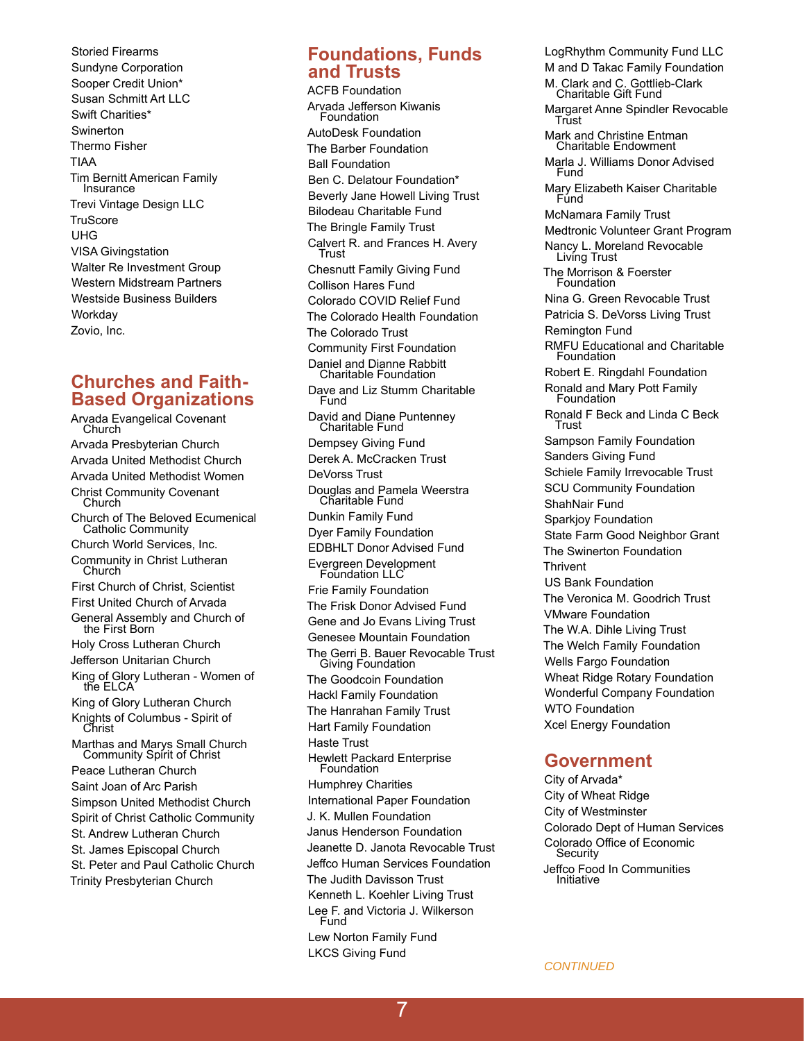Storied Firearms
Sundyne Corporation
Sooper Credit Union*
Susan Schmitt Art LLC
Swift Charities*
Swinerton
Thermo Fisher
TIAA
Tim Bernitt American Family Insurance
Trevi Vintage Design LLC
TruScore
UHG
VISA Givingstation
Walter Re Investment Group
Western Midstream Partners
Westside Business Builders
Workday
Zovio, Inc.

## Churches and Faith-Based Organizations

Arvada Evangelical Covenant Church
Arvada Presbyterian Church
Arvada United Methodist Church
Arvada United Methodist Women
Christ Community Covenant Church
Church of The Beloved Ecumenical Catholic Community
Church World Services, Inc.
Community in Christ Lutheran Church
First Church of Christ, Scientist
First United Church of Arvada
General Assembly and Church of the First Born
Holy Cross Lutheran Church
Jefferson Unitarian Church
King of Glory Lutheran - Women of the ELCA
King of Glory Lutheran Church
Knights of Columbus - Spirit of Christ
Marthas and Marys Small Church Community Spirit of Christ
Peace Lutheran Church
Saint Joan of Arc Parish
Simpson United Methodist Church
Spirit of Christ Catholic Community
St. Andrew Lutheran Church
St. James Episcopal Church
St. Peter and Paul Catholic Church
Trinity Presbyterian Church

## Foundations, Funds and Trusts

ACFB Foundation
Arvada Jefferson Kiwanis Foundation
AutoDesk Foundation
The Barber Foundation
Ball Foundation
Ben C. Delatour Foundation*
Beverly Jane Howell Living Trust
Bilodeau Charitable Fund
The Bringle Family Trust
Calvert R. and Frances H. Avery Trust
Chesnutt Family Giving Fund
Collison Hares Fund
Colorado COVID Relief Fund
The Colorado Health Foundation
The Colorado Trust
Community First Foundation
Daniel and Dianne Rabbitt Charitable Foundation
Dave and Liz Stumm Charitable Fund
David and Diane Puntenney Charitable Fund
Dempsey Giving Fund
Derek A. McCracken Trust
DeVorss Trust
Douglas and Pamela Weerstra Charitable Fund
Dunkin Family Fund
Dyer Family Foundation
EDBHLT Donor Advised Fund
Evergreen Development Foundation LLC
Frie Family Foundation
The Frisk Donor Advised Fund
Gene and Jo Evans Living Trust
Genesee Mountain Foundation
The Gerri B. Bauer Revocable Trust Giving Foundation
The Goodcoin Foundation
Hackl Family Foundation
The Hanrahan Family Trust
Hart Family Foundation
Haste Trust
Hewlett Packard Enterprise Foundation
Humphrey Charities
International Paper Foundation
J. K. Mullen Foundation
Janus Henderson Foundation
Jeanette D. Janota Revocable Trust
Jeffco Human Services Foundation
The Judith Davisson Trust
Kenneth L. Koehler Living Trust
Lee F. and Victoria J. Wilkerson Fund
Lew Norton Family Fund
LKCS Giving Fund
LogRhythm Community Fund LLC
M and D Takac Family Foundation
M. Clark and C. Gottlieb-Clark Charitable Gift Fund
Margaret Anne Spindler Revocable Trust
Mark and Christine Entman Charitable Endowment
Marla J. Williams Donor Advised Fund
Mary Elizabeth Kaiser Charitable Fund
McNamara Family Trust
Medtronic Volunteer Grant Program
Nancy L. Moreland Revocable Living Trust
The Morrison & Foerster Foundation
Nina G. Green Revocable Trust
Patricia S. DeVorss Living Trust
Remington Fund
RMFU Educational and Charitable Foundation
Robert E. Ringdahl Foundation
Ronald and Mary Pott Family Foundation
Ronald F Beck and Linda C Beck Trust
Sampson Family Foundation
Sanders Giving Fund
Schiele Family Irrevocable Trust
SCU Community Foundation
ShahNair Fund
Sparkjoy Foundation
State Farm Good Neighbor Grant
The Swinerton Foundation
Thrivent
US Bank Foundation
The Veronica M. Goodrich Trust
VMware Foundation
The W.A. Dihle Living Trust
The Welch Family Foundation
Wells Fargo Foundation
Wheat Ridge Rotary Foundation
Wonderful Company Foundation
WTO Foundation
Xcel Energy Foundation

## Government

City of Arvada*
City of Wheat Ridge
City of Westminster
Colorado Dept of Human Services
Colorado Office of Economic Security
Jeffco Food In Communities Initiative

*CONTINUED*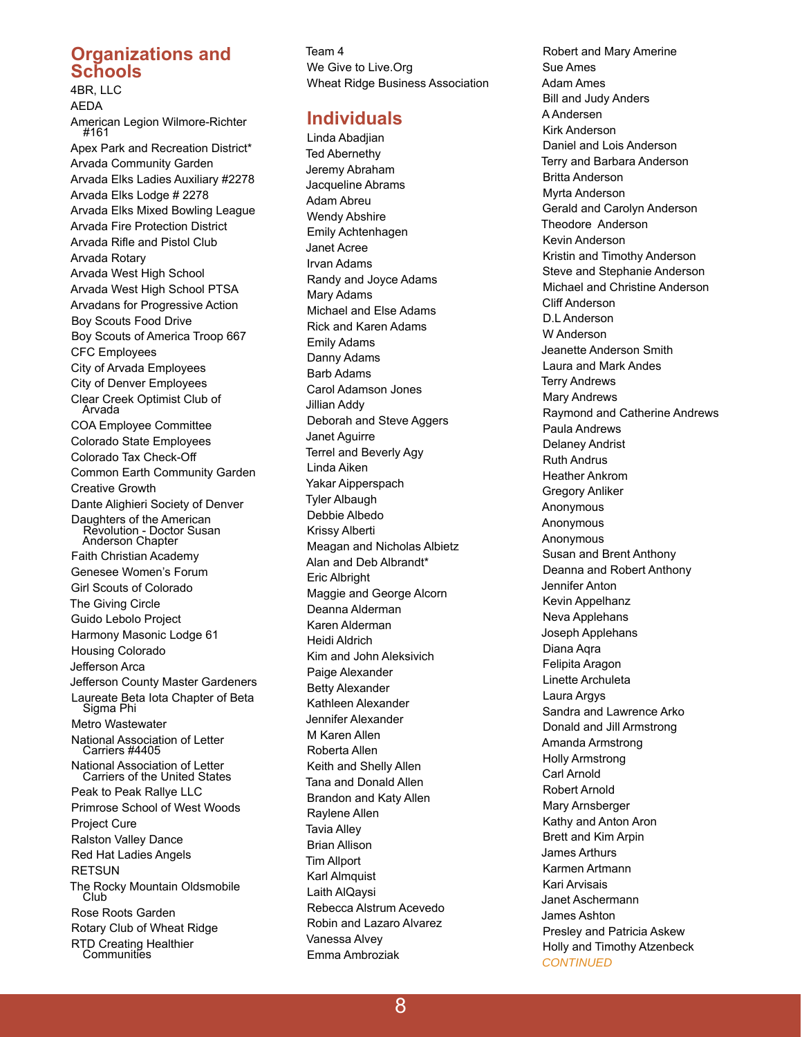## Organizations and Schools

4BR, LLC
AEDA
American Legion Wilmore-Richter #161
Apex Park and Recreation District*
Arvada Community Garden
Arvada Elks Ladies Auxiliary #2278
Arvada Elks Lodge # 2278
Arvada Elks Mixed Bowling League
Arvada Fire Protection District
Arvada Rifle and Pistol Club
Arvada Rotary
Arvada West High School
Arvada West High School PTSA
Arvadans for Progressive Action
Boy Scouts Food Drive
Boy Scouts of America Troop 667
CFC Employees
City of Arvada Employees
City of Denver Employees
Clear Creek Optimist Club of Arvada
COA Employee Committee
Colorado State Employees
Colorado Tax Check-Off
Common Earth Community Garden
Creative Growth
Dante Alighieri Society of Denver
Daughters of the American Revolution - Doctor Susan Anderson Chapter
Faith Christian Academy
Genesee Women's Forum
Girl Scouts of Colorado
The Giving Circle
Guido Lebolo Project
Harmony Masonic Lodge 61
Housing Colorado
Jefferson Arca
Jefferson County Master Gardeners
Laureate Beta Iota Chapter of Beta Sigma Phi
Metro Wastewater
National Association of Letter Carriers #4405
National Association of Letter Carriers of the United States
Peak to Peak Rallye LLC
Primrose School of West Woods
Project Cure
Ralston Valley Dance
Red Hat Ladies Angels
RETSUN
The Rocky Mountain Oldsmobile Club
Rose Roots Garden
Rotary Club of Wheat Ridge
RTD Creating Healthier Communities
Team 4
We Give to Live.Org
Wheat Ridge Business Association

## Individuals

Linda Abadjian
Ted Abernethy
Jeremy Abraham
Jacqueline Abrams
Adam Abreu
Wendy Abshire
Emily Achtenhagen
Janet Acree
Irvan Adams
Randy and Joyce Adams
Mary Adams
Michael and Else Adams
Rick and Karen Adams
Emily Adams
Danny Adams
Barb Adams
Carol Adamson Jones
Jillian Addy
Deborah and Steve Aggers
Janet Aguirre
Terrel and Beverly Agy
Linda Aiken
Yakar Aipperspach
Tyler Albaugh
Debbie Albedo
Krissy Alberti
Meagan and Nicholas Albietz
Alan and Deb Albrandt*
Eric Albright
Maggie and George Alcorn
Deanna Alderman
Karen Alderman
Heidi Aldrich
Kim and John Aleksivich
Paige Alexander
Betty Alexander
Kathleen Alexander
Jennifer Alexander
M Karen Allen
Roberta Allen
Keith and Shelly Allen
Tana and Donald Allen
Brandon and Katy Allen
Raylene Allen
Tavia Alley
Brian Allison
Tim Allport
Karl Almquist
Laith AlQaysi
Rebecca Alstrum Acevedo
Robin and Lazaro Alvarez
Vanessa Alvey
Emma Ambroziak
Robert and Mary Amerine
Sue Ames
Adam Ames
Bill and Judy Anders
A Andersen
Kirk Anderson
Daniel and Lois Anderson
Terry and Barbara Anderson
Britta Anderson
Myrta Anderson
Gerald and Carolyn Anderson
Theodore Anderson
Kevin Anderson
Kristin and Timothy Anderson
Steve and Stephanie Anderson
Michael and Christine Anderson
Cliff Anderson
D.L Anderson
W Anderson
Jeanette Anderson Smith
Laura and Mark Andes
Terry Andrews
Mary Andrews
Raymond and Catherine Andrews
Paula Andrews
Delaney Andrist
Ruth Andrus
Heather Ankrom
Gregory Anliker
Anonymous
Anonymous
Anonymous
Susan and Brent Anthony
Deanna and Robert Anthony
Jennifer Anton
Kevin Appelhanz
Neva Applehans
Joseph Applehans
Diana Aqra
Felipita Aragon
Linette Archuleta
Laura Argys
Sandra and Lawrence Arko
Donald and Jill Armstrong
Amanda Armstrong
Holly Armstrong
Carl Arnold
Robert Arnold
Mary Arnsberger
Kathy and Anton Aron
Brett and Kim Arpin
James Arthurs
Karmen Artmann
Kari Arvisais
Janet Aschermann
James Ashton
Presley and Patricia Askew
Holly and Timothy Atzenbeck

*CONTINUED*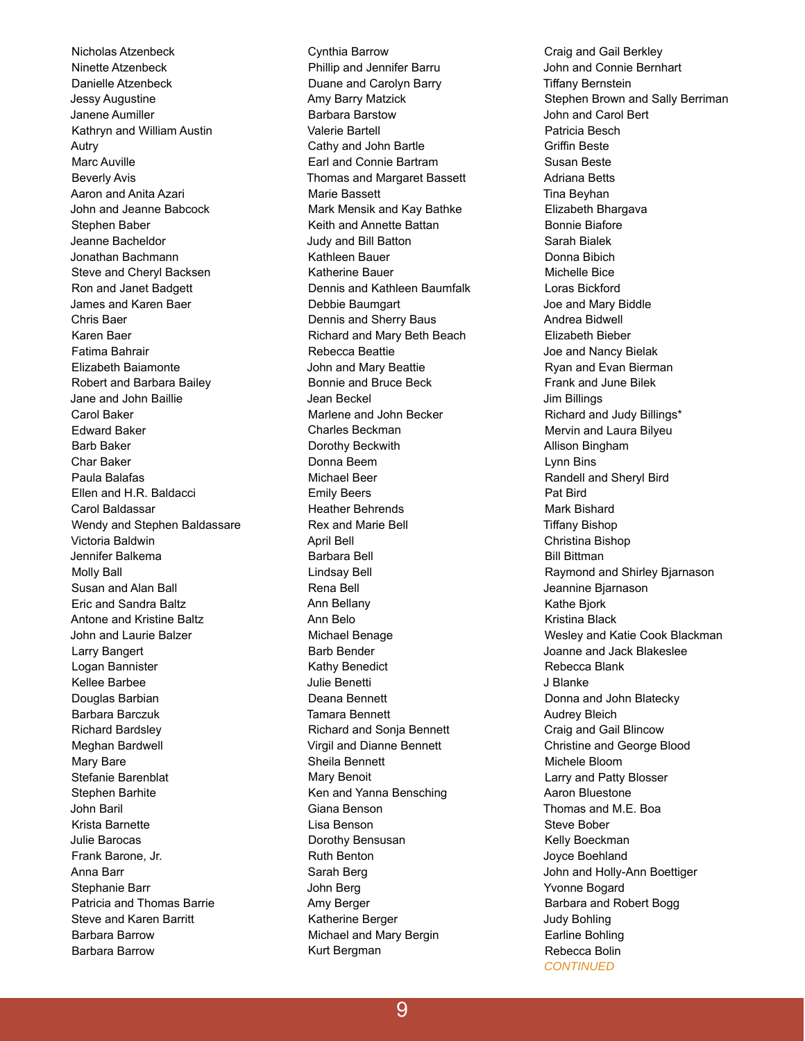Nicholas Atzenbeck
Ninette Atzenbeck
Danielle Atzenbeck
Jessy Augustine
Janene Aumiller
Kathryn and William Austin
Autry
Marc Auville
Beverly Avis
Aaron and Anita Azari
John and Jeanne Babcock
Stephen Baber
Jeanne Bacheldor
Jonathan Bachmann
Steve and Cheryl Backsen
Ron and Janet Badgett
James and Karen Baer
Chris Baer
Karen Baer
Fatima Bahrain
Elizabeth Baiamonte
Robert and Barbara Bailey
Jane and John Baillie
Carol Baker
Edward Baker
Barb Baker
Char Baker
Paula Balafas
Ellen and H.R. Baldacci
Carol Baldassar
Wendy and Stephen Baldassare
Victoria Baldwin
Jennifer Balkema
Molly Ball
Susan and Alan Ball
Eric and Sandra Baltz
Antone and Kristine Baltz
John and Laurie Balzer
Larry Bangert
Logan Bannister
Kellee Barbee
Douglas Barbian
Barbara Barczuk
Richard Bardsley
Meghan Bardwell
Mary Bare
Stefanie Barenblat
Stephen Barhite
John Baril
Krista Barnette
Julie Barocas
Frank Barone, Jr.
Anna Barr
Stephanie Barr
Patricia and Thomas Barrie
Steve and Karen Barritt
Barbara Barrow
Barbara Barrow
Cynthia Barrow
Phillip and Jennifer Barru
Duane and Carolyn Barry
Amy Barry Matzick
Barbara Barstow
Valerie Bartell
Cathy and John Bartle
Earl and Connie Bartram
Thomas and Margaret Bassett
Marie Bassett
Mark Mensik and Kay Bathke
Keith and Annette Battan
Judy and Bill Batton
Kathleen Bauer
Katherine Bauer
Dennis and Kathleen Baumfalk
Debbie Baumgart
Dennis and Sherry Baus
Richard and Mary Beth Beach
Rebecca Beattie
John and Mary Beattie
Bonnie and Bruce Beck
Jean Beckel
Marlene and John Becker
Charles Beckman
Dorothy Beckwith
Donna Beem
Michael Beer
Emily Beers
Heather Behrends
Rex and Marie Bell
April Bell
Barbara Bell
Lindsay Bell
Rena Bell
Ann Bellany
Ann Belo
Michael Benage
Barb Bender
Kathy Benedict
Julie Benetti
Deana Bennett
Tamara Bennett
Richard and Sonja Bennett
Virgil and Dianne Bennett
Sheila Bennett
Mary Benoit
Ken and Yanna Bensching
Giana Benson
Lisa Benson
Dorothy Bensusan
Ruth Benton
Sarah Berg
John Berg
Amy Berger
Katherine Berger
Michael and Mary Bergin
Kurt Bergman
Craig and Gail Berkley
John and Connie Bernhart
Tiffany Bernstein
Stephen Brown and Sally Berriman
John and Carol Bert
Patricia Besch
Griffin Beste
Susan Beste
Adriana Betts
Tina Beyhan
Elizabeth Bhargava
Bonnie Biafore
Sarah Bialek
Donna Bibich
Michelle Bice
Loras Bickford
Joe and Mary Biddle
Andrea Bidwell
Elizabeth Bieber
Joe and Nancy Bielak
Ryan and Evan Bierman
Frank and June Bilek
Jim Billings
Richard and Judy Billings*
Mervin and Laura Bilyeu
Allison Bingham
Lynn Bins
Randell and Sheryl Bird
Pat Bird
Mark Bishard
Tiffany Bishop
Christina Bishop
Bill Bittman
Raymond and Shirley Bjarnason
Jeannine Bjarnason
Kathe Bjork
Kristina Black
Wesley and Katie Cook Blackman
Joanne and Jack Blakeslee
Rebecca Blank
J Blanke
Donna and John Blatecky
Audrey Bleich
Craig and Gail Blincow
Christine and George Blood
Michele Bloom
Larry and Patty Blosser
Aaron Bluestone
Thomas and M.E. Boa
Steve Bober
Kelly Boeckman
Joyce Boehland
John and Holly-Ann Boettiger
Yvonne Bogard
Barbara and Robert Bogg
Judy Bohling
Earline Bohling
Rebecca Bolin

*CONTINUED*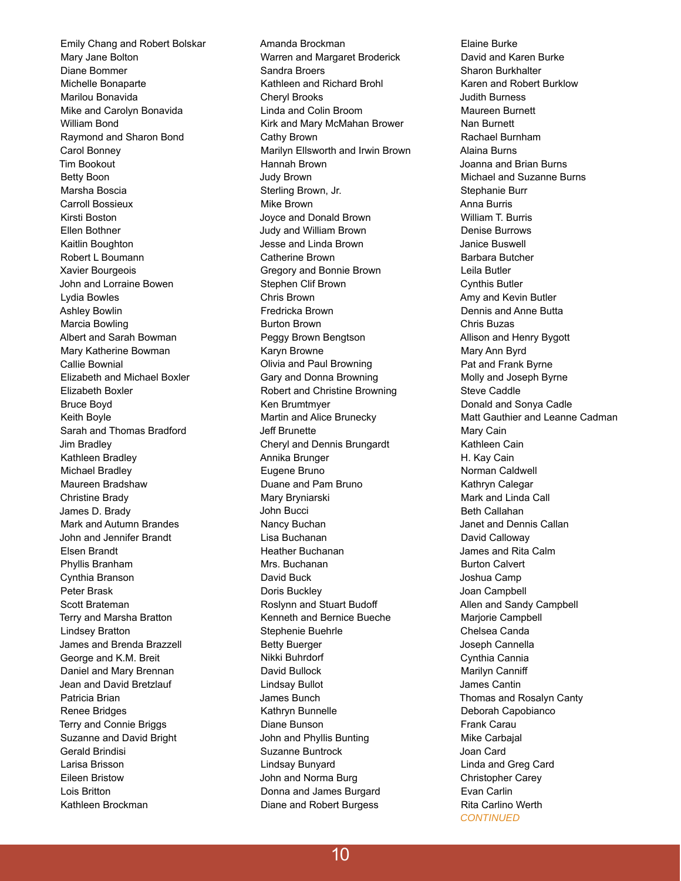Emily Chang and Robert Bolskar
Mary Jane Bolton
Diane Bommer
Michelle Bonaparte
Marilou Bonavida
Mike and Carolyn Bonavida
William Bond
Raymond and Sharon Bond
Carol Bonney
Tim Bookout
Betty Boon
Marsha Boscia
Carroll Bossieux
Kirsti Boston
Ellen Bothner
Kaitlin Boughton
Robert L Boumann
Xavier Bourgeois
John and Lorraine Bowen
Lydia Bowles
Ashley Bowlin
Marcia Bowling
Albert and Sarah Bowman
Mary Katherine Bowman
Callie Bownial
Elizabeth and Michael Boxler
Elizabeth Boxler
Bruce Boyd
Keith Boyle
Sarah and Thomas Bradford
Jim Bradley
Kathleen Bradley
Michael Bradley
Maureen Bradshaw
Christine Brady
James D. Brady
Mark and Autumn Brandes
John and Jennifer Brandt
Elsen Brandt
Phyllis Branham
Cynthia Branson
Peter Brask
Scott Brateman
Terry and Marsha Bratton
Lindsey Bratton
James and Brenda Brazzell
George and K.M. Breit
Daniel and Mary Brennan
Jean and David Bretzlauf
Patricia Brian
Renee Bridges
Terry and Connie Briggs
Suzanne and David Bright
Gerald Brindisi
Larisa Brisson
Eileen Bristow
Lois Britton
Kathleen Brockman
Amanda Brockman
Warren and Margaret Broderick
Sandra Broers
Kathleen and Richard Brohl
Cheryl Brooks
Linda and Colin Broom
Kirk and Mary McMahan Brower
Cathy Brown
Marilyn Ellsworth and Irwin Brown
Hannah Brown
Judy Brown
Sterling Brown, Jr.
Mike Brown
Joyce and Donald Brown
Judy and William Brown
Jesse and Linda Brown
Catherine Brown
Gregory and Bonnie Brown
Stephen Clif Brown
Chris Brown
Fredricka Brown
Burton Brown
Peggy Brown Bengtson
Karyn Browne
Olivia and Paul Browning
Gary and Donna Browning
Robert and Christine Browning
Ken Brumtmyer
Martin and Alice Brunecky
Jeff Brunette
Cheryl and Dennis Brungardt
Annika Brunger
Eugene Bruno
Duane and Pam Bruno
Mary Bryniarski
John Bucci
Nancy Buchan
Lisa Buchanan
Heather Buchanan
Mrs. Buchanan
David Buck
Doris Buckley
Roslynn and Stuart Budoff
Kenneth and Bernice Bueche
Stephenie Buehrle
Betty Buerger
Nikki Buhrdorf
David Bullock
Lindsay Bullot
James Bunch
Kathryn Bunnelle
Diane Bunson
John and Phyllis Bunting
Suzanne Buntrock
Lindsay Bunyard
John and Norma Burg
Donna and James Burgard
Diane and Robert Burgess
Elaine Burke
David and Karen Burke
Sharon Burkhalter
Karen and Robert Burklow
Judith Burness
Maureen Burnett
Nan Burnett
Rachael Burnham
Alaina Burns
Joanna and Brian Burns
Michael and Suzanne Burns
Stephanie Burr
Anna Burris
William T. Burris
Denise Burrows
Janice Buswell
Barbara Butcher
Leila Butler
Cynthis Butler
Amy and Kevin Butler
Dennis and Anne Butta
Chris Buzas
Allison and Henry Bygott
Mary Ann Byrd
Pat and Frank Byrne
Molly and Joseph Byrne
Steve Caddle
Donald and Sonya Cadle
Matt Gauthier and Leanne Cadman
Mary Cain
Kathleen Cain
H. Kay Cain
Norman Caldwell
Kathryn Calegar
Mark and Linda Call
Beth Callahan
Janet and Dennis Callan
David Calloway
James and Rita Calm
Burton Calvert
Joshua Camp
Joan Campbell
Allen and Sandy Campbell
Marjorie Campbell
Chelsea Canda
Joseph Cannella
Cynthia Cannia
Marilyn Canniff
James Cantin
Thomas and Rosalyn Canty
Deborah Capobianco
Frank Carau
Mike Carbajal
Joan Card
Linda and Greg Card
Christopher Carey
Evan Carlin
Rita Carlino Werth

*CONTINUED*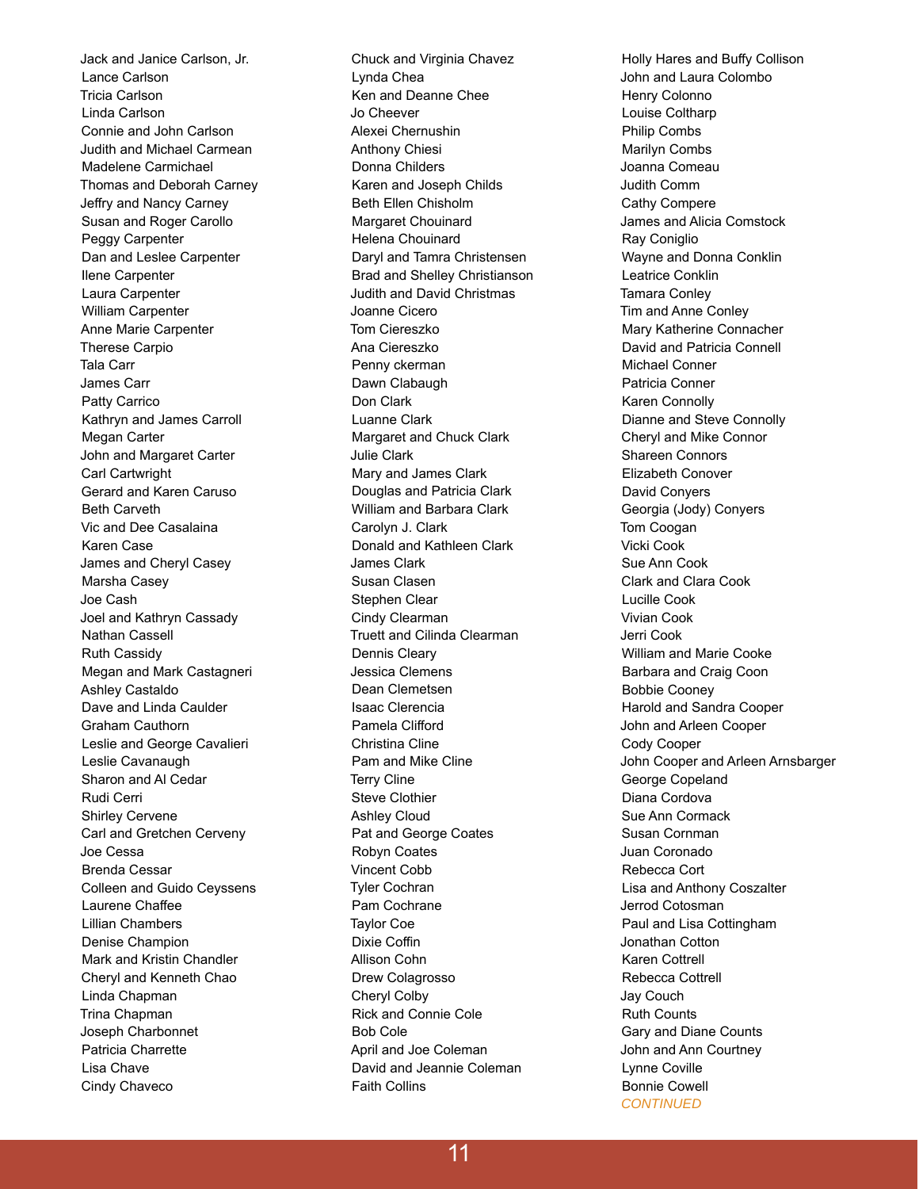Jack and Janice Carlson, Jr.
Lance Carlson
Tricia Carlson
Linda Carlson
Connie and John Carlson
Judith and Michael Carmean
Madelene Carmichael
Thomas and Deborah Carney
Jeffry and Nancy Carney
Susan and Roger Carollo
Peggy Carpenter
Dan and Leslee Carpenter
Ilene Carpenter
Laura Carpenter
William Carpenter
Anne Marie Carpenter
Therese Carpio
Tala Carr
James Carr
Patty Carrico
Kathryn and James Carroll
Megan Carter
John and Margaret Carter
Carl Cartwright
Gerard and Karen Caruso
Beth Carveth
Vic and Dee Casalaina
Karen Case
James and Cheryl Casey
Marsha Casey
Joe Cash
Joel and Kathryn Cassady
Nathan Cassell
Ruth Cassidy
Megan and Mark Castagneri
Ashley Castaldo
Dave and Linda Caulder
Graham Cauthorn
Leslie and George Cavalieri
Leslie Cavanaugh
Sharon and Al Cedar
Rudi Cerri
Shirley Cervene
Carl and Gretchen Cerveny
Joe Cessa
Brenda Cessar
Colleen and Guido Ceyssens
Laurene Chaffee
Lillian Chambers
Denise Champion
Mark and Kristin Chandler
Cheryl and Kenneth Chao
Linda Chapman
Trina Chapman
Joseph Charbonnet
Patricia Charrette
Lisa Chave
Cindy Chaveco
Chuck and Virginia Chavez
Lynda Chea
Ken and Deanne Chee
Jo Cheever
Alexei Chernushin
Anthony Chiesi
Donna Childers
Karen and Joseph Childs
Beth Ellen Chisholm
Margaret Chouinard
Helena Chouinard
Daryl and Tamra Christensen
Brad and Shelley Christianson
Judith and David Christmas
Joanne Cicero
Tom Ciereszko
Ana Ciereszko
Penny ckerman
Dawn Clabaugh
Don Clark
Luanne Clark
Margaret and Chuck Clark
Julie Clark
Mary and James Clark
Douglas and Patricia Clark
William and Barbara Clark
Carolyn J. Clark
Donald and Kathleen Clark
James Clark
Susan Clasen
Stephen Clear
Cindy Clearman
Truett and Cilinda Clearman
Dennis Cleary
Jessica Clemens
Dean Clemetsen
Isaac Clerencia
Pamela Clifford
Christina Cline
Pam and Mike Cline
Terry Cline
Steve Clothier
Ashley Cloud
Pat and George Coates
Robyn Coates
Vincent Cobb
Tyler Cochran
Pam Cochrane
Taylor Coe
Dixie Coffin
Allison Cohn
Drew Colagrosso
Cheryl Colby
Rick and Connie Cole
Bob Cole
April and Joe Coleman
David and Jeannie Coleman
Faith Collins
Holly Hares and Buffy Collison
John and Laura Colombo
Henry Colonno
Louise Coltharp
Philip Combs
Marilyn Combs
Joanna Comeau
Judith Comm
Cathy Compere
James and Alicia Comstock
Ray Coniglio
Wayne and Donna Conklin
Leatrice Conklin
Tamara Conley
Tim and Anne Conley
Mary Katherine Connacher
David and Patricia Connell
Michael Conner
Patricia Conner
Karen Connolly
Dianne and Steve Connolly
Cheryl and Mike Connor
Shareen Connors
Elizabeth Conover
David Conyers
Georgia (Jody) Conyers
Tom Coogan
Vicki Cook
Sue Ann Cook
Clark and Clara Cook
Lucille Cook
Vivian Cook
Jerri Cook
William and Marie Cooke
Barbara and Craig Coon
Bobbie Cooney
Harold and Sandra Cooper
John and Arleen Cooper
Cody Cooper
John Cooper and Arleen Arnsbarger
George Copeland
Diana Cordova
Sue Ann Cormack
Susan Cornman
Juan Coronado
Rebecca Cort
Lisa and Anthony Coszalter
Jerrod Cotosman
Paul and Lisa Cottingham
Jonathan Cotton
Karen Cottrell
Rebecca Cottrell
Jay Couch
Ruth Counts
Gary and Diane Counts
John and Ann Courtney
Lynne Coville
Bonnie Cowell

*CONTINUED*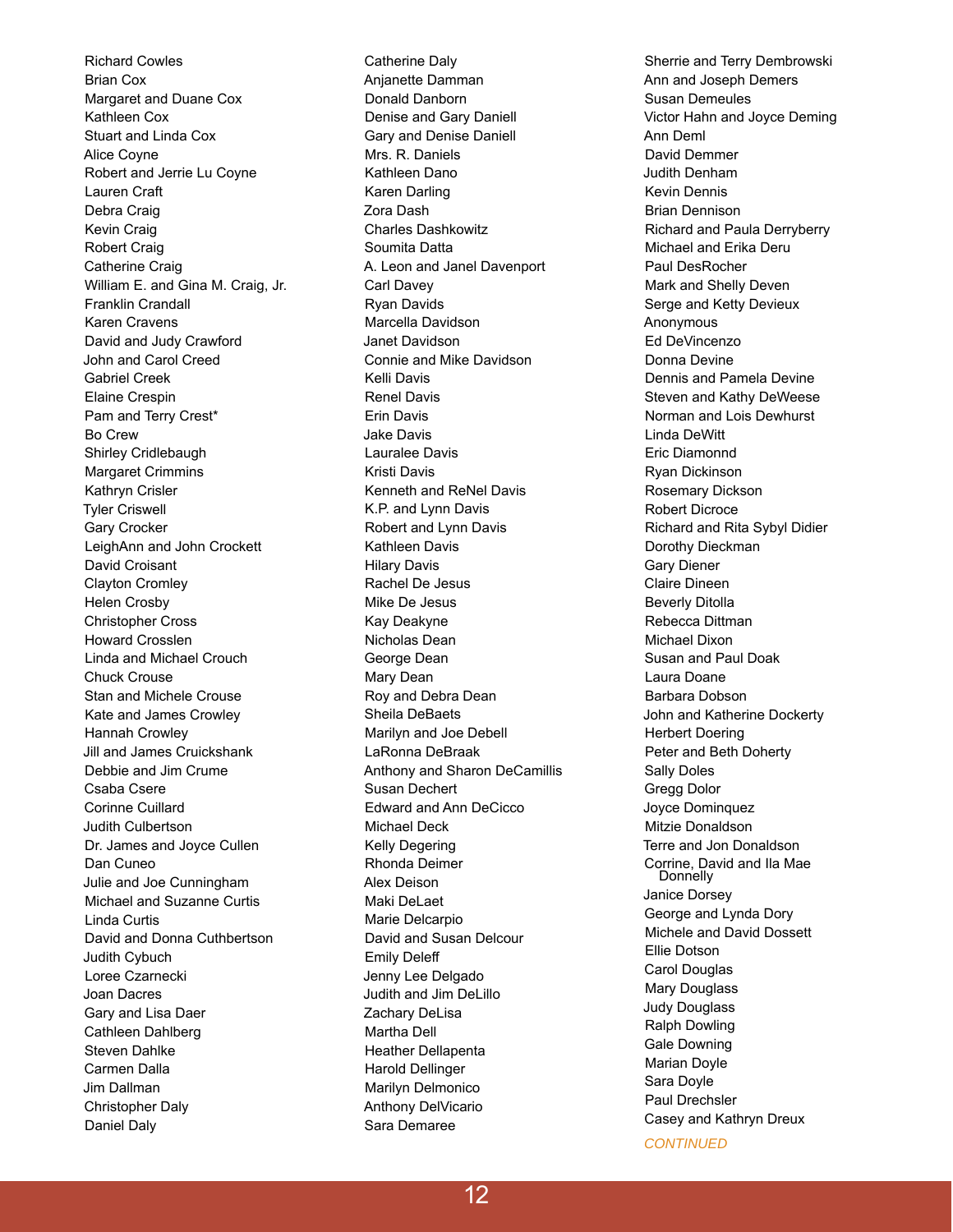Richard Cowles
Brian Cox
Margaret and Duane Cox
Kathleen Cox
Stuart and Linda Cox
Alice Coyne
Robert and Jerrie Lu Coyne
Lauren Craft
Debra Craig
Kevin Craig
Robert Craig
Catherine Craig
William E. and Gina M. Craig, Jr.
Franklin Crandall
Karen Cravens
David and Judy Crawford
John and Carol Creed
Gabriel Creek
Elaine Crespin
Pam and Terry Crest*
Bo Crew
Shirley Cridlebaugh
Margaret Crimmins
Kathryn Crisler
Tyler Criswell
Gary Crocker
LeighAnn and John Crockett
David Croisant
Clayton Cromley
Helen Crosby
Christopher Cross
Howard Crosslen
Linda and Michael Crouch
Chuck Crouse
Stan and Michele Crouse
Kate and James Crowley
Hannah Crowley
Jill and James Cruickshank
Debbie and Jim Crume
Csaba Csere
Corinne Cuillard
Judith Culbertson
Dr. James and Joyce Cullen
Dan Cuneo
Julie and Joe Cunningham
Michael and Suzanne Curtis
Linda Curtis
David and Donna Cuthbertson
Judith Cybuch
Loree Czarnecki
Joan Dacres
Gary and Lisa Daer
Cathleen Dahlberg
Steven Dahlke
Carmen Dalla
Jim Dallman
Christopher Daly
Daniel Daly
Catherine Daly
Anjanette Damman
Donald Danborn
Denise and Gary Daniell
Gary and Denise Daniell
Mrs. R. Daniels
Kathleen Dano
Karen Darling
Zora Dash
Charles Dashkowitz
Soumita Datta
A. Leon and Janel Davenport
Carl Davey
Ryan Davids
Marcella Davidson
Janet Davidson
Connie and Mike Davidson
Kelli Davis
Renel Davis
Erin Davis
Jake Davis
Lauralee Davis
Kristi Davis
Kenneth and ReNel Davis
K.P. and Lynn Davis
Robert and Lynn Davis
Kathleen Davis
Hilary Davis
Rachel De Jesus
Mike De Jesus
Kay Deakyne
Nicholas Dean
George Dean
Mary Dean
Roy and Debra Dean
Sheila DeBaets
Marilyn and Joe Debell
LaRonna DeBraak
Anthony and Sharon DeCamillis
Susan Dechert
Edward and Ann DeCicco
Michael Deck
Kelly Degering
Rhonda Deimer
Alex Deison
Maki DeLaet
Marie Delcarpio
David and Susan Delcour
Emily Deleff
Jenny Lee Delgado
Judith and Jim DeLillo
Zachary DeLisa
Martha Dell
Heather Dellapenta
Harold Dellinger
Marilyn Delmonico
Anthony DelVicario
Sara Demaree
Sherrie and Terry Dembrowski
Ann and Joseph Demers
Susan Demeules
Victor Hahn and Joyce Deming
Ann Deml
David Demmer
Judith Denham
Kevin Dennis
Brian Dennison
Richard and Paula Derryberry
Michael and Erika Deru
Paul DesRocher
Mark and Shelly Deven
Serge and Ketty Devieux
Anonymous
Ed DeVincenzo
Donna Devine
Dennis and Pamela Devine
Steven and Kathy DeWeese
Norman and Lois Dewhurst
Linda DeWitt
Eric Diamonnd
Ryan Dickinson
Rosemary Dickson
Robert Dicroce
Richard and Rita Sybyl Didier
Dorothy Dieckman
Gary Diener
Claire Dineen
Beverly Ditolla
Rebecca Dittman
Michael Dixon
Susan and Paul Doak
Laura Doane
Barbara Dobson
John and Katherine Dockerty
Herbert Doering
Peter and Beth Doherty
Sally Doles
Gregg Dolor
Joyce Dominquez
Mitzie Donaldson
Terre and Jon Donaldson
Corrine, David and Ila Mae Donnelly
Janice Dorsey
George and Lynda Dory
Michele and David Dossett
Ellie Dotson
Carol Douglas
Mary Douglass
Judy Douglass
Ralph Dowling
Gale Downing
Marian Doyle
Sara Doyle
Paul Drechsler
Casey and Kathryn Dreux

*CONTINUED*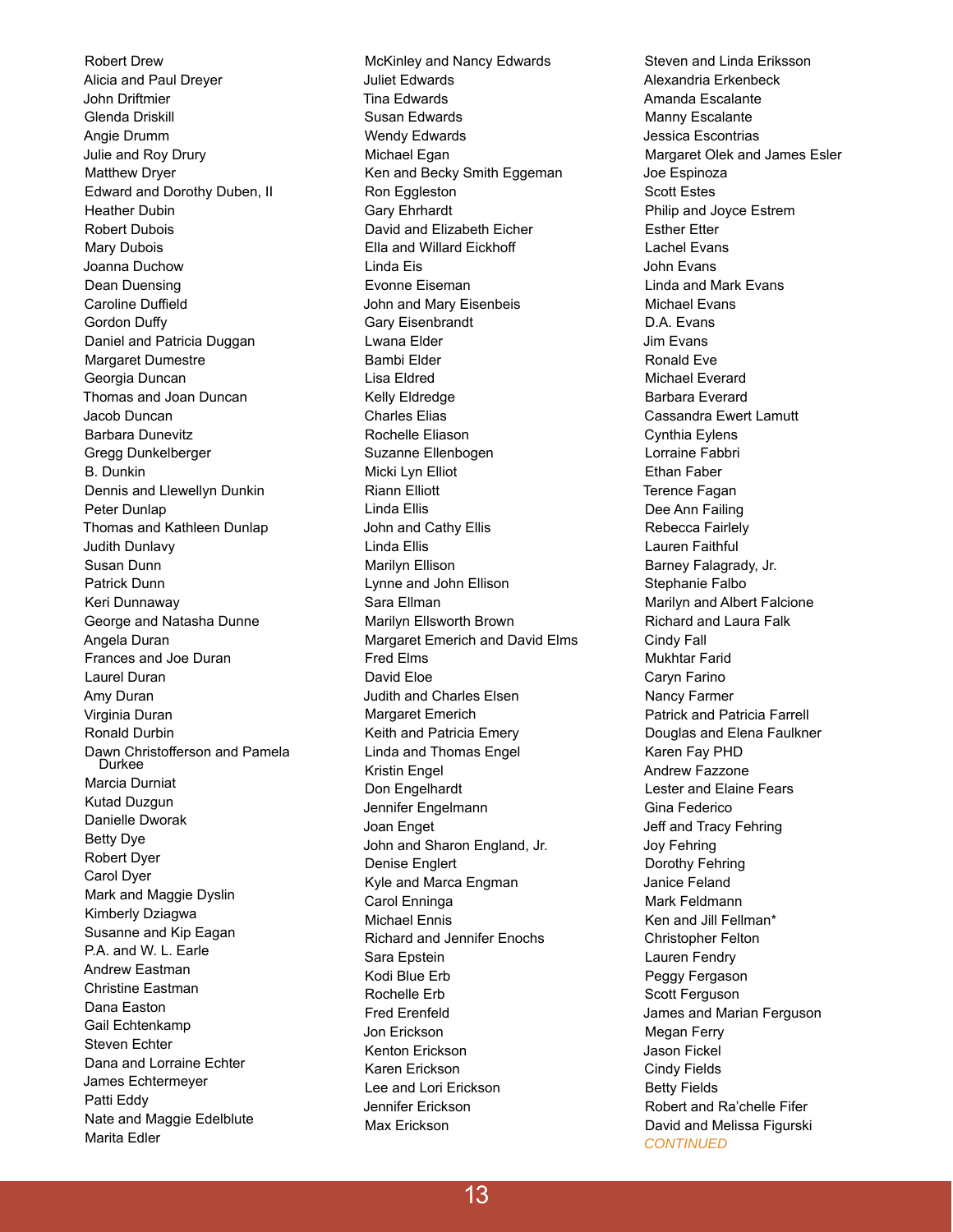Robert Drew
Alicia and Paul Dreyer
John Driftmier
Glenda Driskill
Angie Drumm
Julie and Roy Drury
Matthew Dryer
Edward and Dorothy Duben, II
Heather Dubin
Robert Dubois
Mary Dubois
Joanna Duchow
Dean Duensing
Caroline Duffield
Gordon Duffy
Daniel and Patricia Duggan
Margaret Dumestre
Georgia Duncan
Thomas and Joan Duncan
Jacob Duncan
Barbara Dunevitz
Gregg Dunkelberger
B. Dunkin
Dennis and Llewellyn Dunkin
Peter Dunlap
Thomas and Kathleen Dunlap
Judith Dunlavy
Susan Dunn
Patrick Dunn
Keri Dunnaway
George and Natasha Dunne
Angela Duran
Frances and Joe Duran
Laurel Duran
Amy Duran
Virginia Duran
Ronald Durbin
Dawn Christofferson and Pamela Durkee
Marcia Durniat
Kutad Duzgun
Danielle Dworak
Betty Dye
Robert Dyer
Carol Dyer
Mark and Maggie Dyslin
Kimberly Dziagwa
Susanne and Kip Eagan
P.A. and W. L. Earle
Andrew Eastman
Christine Eastman
Dana Easton
Gail Echtenkamp
Steven Echter
Dana and Lorraine Echter
James Echtermeyer
Patti Eddy
Nate and Maggie Edelblute
Marita Edler
McKinley and Nancy Edwards
Juliet Edwards
Tina Edwards
Susan Edwards
Wendy Edwards
Michael Egan
Ken and Becky Smith Eggeman
Ron Eggleston
Gary Ehrhardt
David and Elizabeth Eicher
Ella and Willard Eickhoff
Linda Eis
Evonne Eiseman
John and Mary Eisenbeis
Gary Eisenbrandt
Lwana Elder
Bambi Elder
Lisa Eldred
Kelly Eldredge
Charles Elias
Rochelle Eliason
Suzanne Ellenbogen
Micki Lyn Elliot
Riann Elliott
Linda Ellis
John and Cathy Ellis
Linda Ellis
Marilyn Ellison
Lynne and John Ellison
Sara Ellman
Marilyn Ellsworth Brown
Margaret Emerich and David Elms
Fred Elms
David Eloe
Judith and Charles Elsen
Margaret Emerich
Keith and Patricia Emery
Linda and Thomas Engel
Kristin Engel
Don Engelhardt
Jennifer Engelmann
Joan Enget
John and Sharon England, Jr.
Denise Englert
Kyle and Marca Engman
Carol Enninga
Michael Ennis
Richard and Jennifer Enochs
Sara Epstein
Kodi Blue Erb
Rochelle Erb
Fred Erenfeld
Jon Erickson
Kenton Erickson
Karen Erickson
Lee and Lori Erickson
Jennifer Erickson
Max Erickson
Steven and Linda Eriksson
Alexandria Erkenbeck
Amanda Escalante
Manny Escalante
Jessica Escontrias
Margaret Olek and James Esler
Joe Espinoza
Scott Estes
Philip and Joyce Estrem
Esther Etter
Lachel Evans
John Evans
Linda and Mark Evans
Michael Evans
D.A. Evans
Jim Evans
Ronald Eve
Michael Everard
Barbara Everard
Cassandra Ewert Lamutt
Cynthia Eylens
Lorraine Fabbri
Ethan Faber
Terence Fagan
Dee Ann Failing
Rebecca Fairlely
Lauren Faithful
Barney Falagrady, Jr.
Stephanie Falbo
Marilyn and Albert Falcione
Richard and Laura Falk
Cindy Fall
Mukhtar Farid
Caryn Farino
Nancy Farmer
Patrick and Patricia Farrell
Douglas and Elena Faulkner
Karen Fay PHD
Andrew Fazzone
Lester and Elaine Fears
Gina Federico
Jeff and Tracy Fehring
Joy Fehring
Dorothy Fehring
Janice Feland
Mark Feldmann
Ken and Jill Fellman*
Christopher Felton
Lauren Fendry
Peggy Fergason
Scott Ferguson
James and Marian Ferguson
Megan Ferry
Jason Fickel
Cindy Fields
Betty Fields
Robert and Ra'chelle Fifer
David and Melissa Figurski

*CONTINUED*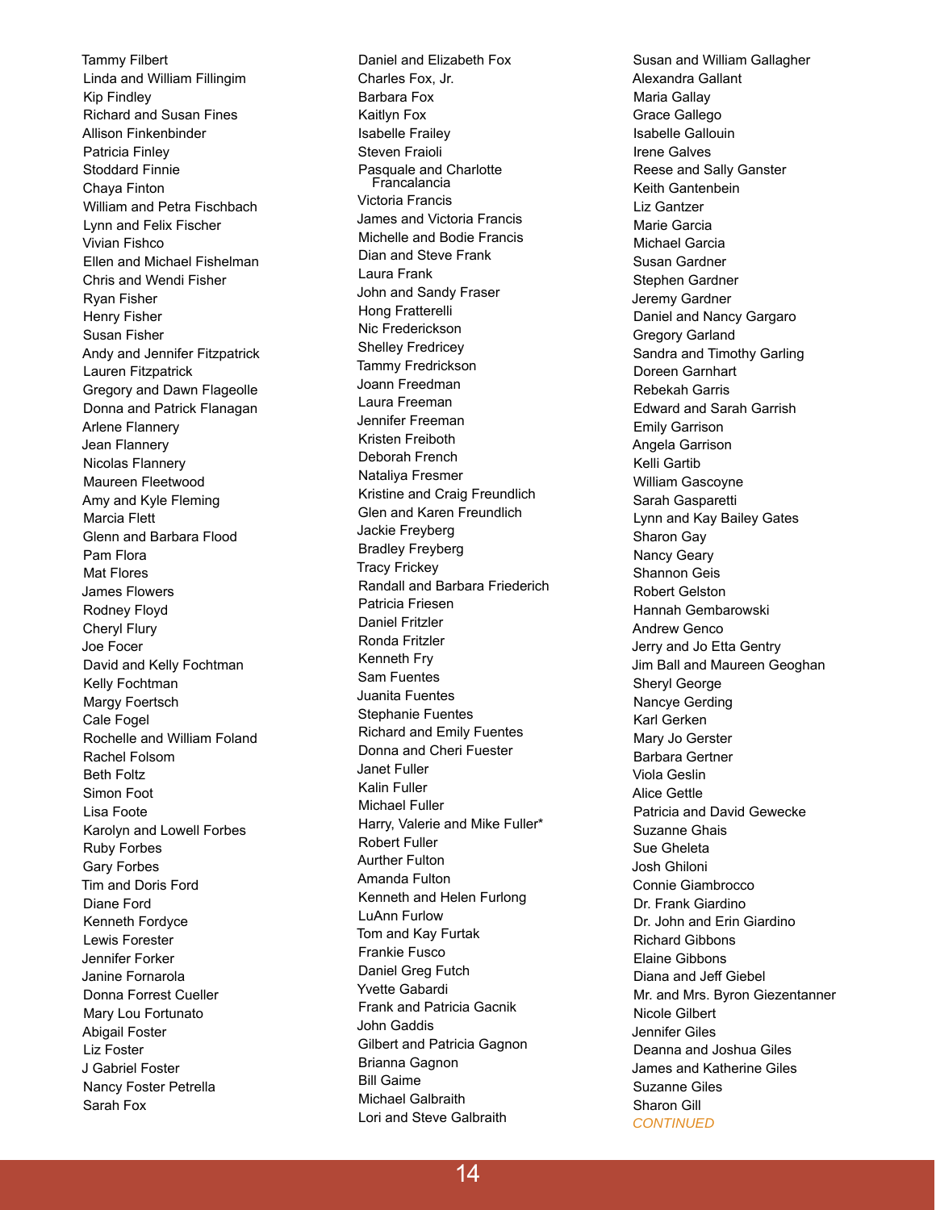Tammy Filbert
Linda and William Fillingim
Kip Findley
Richard and Susan Fines
Allison Finkenbinder
Patricia Finley
Stoddard Finnie
Chaya Finton
William and Petra Fischbach
Lynn and Felix Fischer
Vivian Fishco
Ellen and Michael Fishelman
Chris and Wendi Fisher
Ryan Fisher
Henry Fisher
Susan Fisher
Andy and Jennifer Fitzpatrick
Lauren Fitzpatrick
Gregory and Dawn Flageolle
Donna and Patrick Flanagan
Arlene Flannery
Jean Flannery
Nicolas Flannery
Maureen Fleetwood
Amy and Kyle Fleming
Marcia Flett
Glenn and Barbara Flood
Pam Flora
Mat Flores
James Flowers
Rodney Floyd
Cheryl Flury
Joe Focer
David and Kelly Fochtman
Kelly Fochtman
Margy Foertsch
Cale Fogel
Rochelle and William Foland
Rachel Folsom
Beth Foltz
Simon Foot
Lisa Foote
Karolyn and Lowell Forbes
Ruby Forbes
Gary Forbes
Tim and Doris Ford
Diane Ford
Kenneth Fordyce
Lewis Forester
Jennifer Forker
Janine Fornarola
Donna Forrest Cueller
Mary Lou Fortunato
Abigail Foster
Liz Foster
J Gabriel Foster
Nancy Foster Petrella
Sarah Fox
Daniel and Elizabeth Fox
Charles Fox, Jr.
Barbara Fox
Kaitlyn Fox
Isabelle Frailey
Steven Fraioli
Pasquale and Charlotte Francalancia
Victoria Francis
James and Victoria Francis
Michelle and Bodie Francis
Dian and Steve Frank
Laura Frank
John and Sandy Fraser
Hong Fratterelli
Nic Frederickson
Shelley Fredricey
Tammy Fredrickson
Joann Freedman
Laura Freeman
Jennifer Freeman
Kristen Freiboth
Deborah French
Nataliya Fresmer
Kristine and Craig Freundlich
Glen and Karen Freundlich
Jackie Freyberg
Bradley Freyberg
Tracy Frickey
Randall and Barbara Friederich
Patricia Friesen
Daniel Fritzler
Ronda Fritzler
Kenneth Fry
Sam Fuentes
Juanita Fuentes
Stephanie Fuentes
Richard and Emily Fuentes
Donna and Cheri Fuester
Janet Fuller
Kalin Fuller
Michael Fuller
Harry, Valerie and Mike Fuller*
Robert Fuller
Aurther Fulton
Amanda Fulton
Kenneth and Helen Furlong
LuAnn Furlow
Tom and Kay Furtak
Frankie Fusco
Daniel Greg Futch
Yvette Gabardi
Frank and Patricia Gacnik
John Gaddis
Gilbert and Patricia Gagnon
Brianna Gagnon
Bill Gaime
Michael Galbraith
Lori and Steve Galbraith
Susan and William Gallagher
Alexandra Gallant
Maria Gallay
Grace Gallego
Isabelle Gallouin
Irene Galves
Reese and Sally Ganster
Keith Gantenbein
Liz Gantzer
Marie Garcia
Michael Garcia
Susan Gardner
Stephen Gardner
Jeremy Gardner
Daniel and Nancy Gargaro
Gregory Garland
Sandra and Timothy Garling
Doreen Garnhart
Rebekah Garris
Edward and Sarah Garrish
Emily Garrison
Angela Garrison
Kelli Gartib
William Gascoyne
Sarah Gasparetti
Lynn and Kay Bailey Gates
Sharon Gay
Nancy Geary
Shannon Geis
Robert Gelston
Hannah Gembarowski
Andrew Genco
Jerry and Jo Etta Gentry
Jim Ball and Maureen Geoghan
Sheryl George
Nancye Gerding
Karl Gerken
Mary Jo Gerster
Barbara Gertner
Viola Geslin
Alice Gettle
Patricia and David Gewecke
Suzanne Ghais
Sue Gheleta
Josh Ghiloni
Connie Giambrocco
Dr. Frank Giardino
Dr. John and Erin Giardino
Richard Gibbons
Elaine Gibbons
Diana and Jeff Giebel
Mr. and Mrs. Byron Giezentanner
Nicole Gilbert
Jennifer Giles
Deanna and Joshua Giles
James and Katherine Giles
Suzanne Giles
Sharon Gill

*CONTINUED*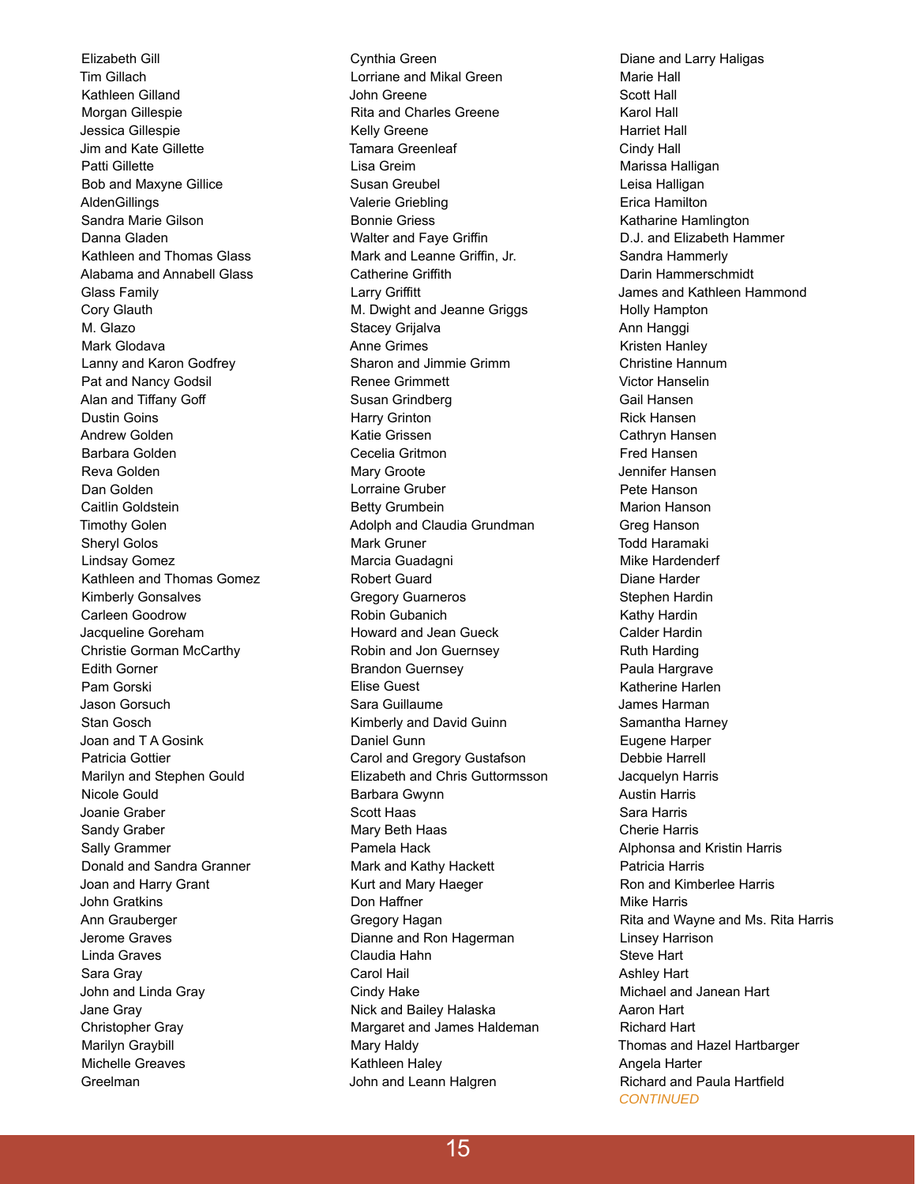Elizabeth Gill
Tim Gillach
Kathleen Gilland
Morgan Gillespie
Jessica Gillespie
Jim and Kate Gillette
Patti Gillette
Bob and Maxyne Gillice
AldenGillings
Sandra Marie Gilson
Danna Gladen
Kathleen and Thomas Glass
Alabama and Annabell Glass
Glass Family
Cory Glauth
M. Glazo
Mark Glodava
Lanny and Karon Godfrey
Pat and Nancy Godsil
Alan and Tiffany Goff
Dustin Goins
Andrew Golden
Barbara Golden
Reva Golden
Dan Golden
Caitlin Goldstein
Timothy Golen
Sheryl Golos
Lindsay Gomez
Kathleen and Thomas Gomez
Kimberly Gonsalves
Carleen Goodrow
Jacqueline Goreham
Christie Gorman McCarthy
Edith Gorner
Pam Gorski
Jason Gorsuch
Stan Gosch
Joan and T A Gosink
Patricia Gottier
Marilyn and Stephen Gould
Nicole Gould
Joanie Graber
Sandy Graber
Sally Grammer
Donald and Sandra Granner
Joan and Harry Grant
John Gratkins
Ann Grauberger
Jerome Graves
Linda Graves
Sara Gray
John and Linda Gray
Jane Gray
Christopher Gray
Marilyn Graybill
Michelle Greaves
Greelman
Cynthia Green
Lorriane and Mikal Green
John Greene
Rita and Charles Greene
Kelly Greene
Tamara Greenleaf
Lisa Greim
Susan Greubel
Valerie Griebling
Bonnie Griess
Walter and Faye Griffin
Mark and Leanne Griffin, Jr.
Catherine Griffith
Larry Griffitt
M. Dwight and Jeanne Griggs
Stacey Grijalva
Anne Grimes
Sharon and Jimmie Grimm
Renee Grimmett
Susan Grindberg
Harry Grinton
Katie Grissen
Cecelia Gritmon
Mary Groote
Lorraine Gruber
Betty Grumbein
Adolph and Claudia Grundman
Mark Gruner
Marcia Guadagni
Robert Guard
Gregory Guarneros
Robin Gubanich
Howard and Jean Gueck
Robin and Jon Guernsey
Brandon Guernsey
Elise Guest
Sara Guillaume
Kimberly and David Guinn
Daniel Gunn
Carol and Gregory Gustafson
Elizabeth and Chris Guttormsson
Barbara Gwynn
Scott Haas
Mary Beth Haas
Pamela Hack
Mark and Kathy Hackett
Kurt and Mary Haeger
Don Haffner
Gregory Hagan
Dianne and Ron Hagerman
Claudia Hahn
Carol Hail
Cindy Hake
Nick and Bailey Halaska
Margaret and James Haldeman
Mary Haldy
Kathleen Haley
John and Leann Halgren
Diane and Larry Haligas
Marie Hall
Scott Hall
Karol Hall
Harriet Hall
Cindy Hall
Marissa Halligan
Leisa Halligan
Erica Hamilton
Katharine Hamlington
D.J. and Elizabeth Hammer
Sandra Hammerly
Darin Hammerschmidt
James and Kathleen Hammond
Holly Hampton
Ann Hanggi
Kristen Hanley
Christine Hannum
Victor Hanselin
Gail Hansen
Rick Hansen
Cathryn Hansen
Fred Hansen
Jennifer Hansen
Pete Hanson
Marion Hanson
Greg Hanson
Todd Haramaki
Mike Hardenderf
Diane Harder
Stephen Hardin
Kathy Hardin
Calder Hardin
Ruth Harding
Paula Hargrave
Katherine Harlen
James Harman
Samantha Harney
Eugene Harper
Debbie Harrell
Jacquelyn Harris
Austin Harris
Sara Harris
Cherie Harris
Alphonsa and Kristin Harris
Patricia Harris
Ron and Kimberlee Harris
Mike Harris
Rita and Wayne and Ms. Rita Harris
Linsey Harrison
Steve Hart
Ashley Hart
Michael and Janean Hart
Aaron Hart
Richard Hart
Thomas and Hazel Hartbarger
Angela Harter
Richard and Paula Hartfield

*CONTINUED*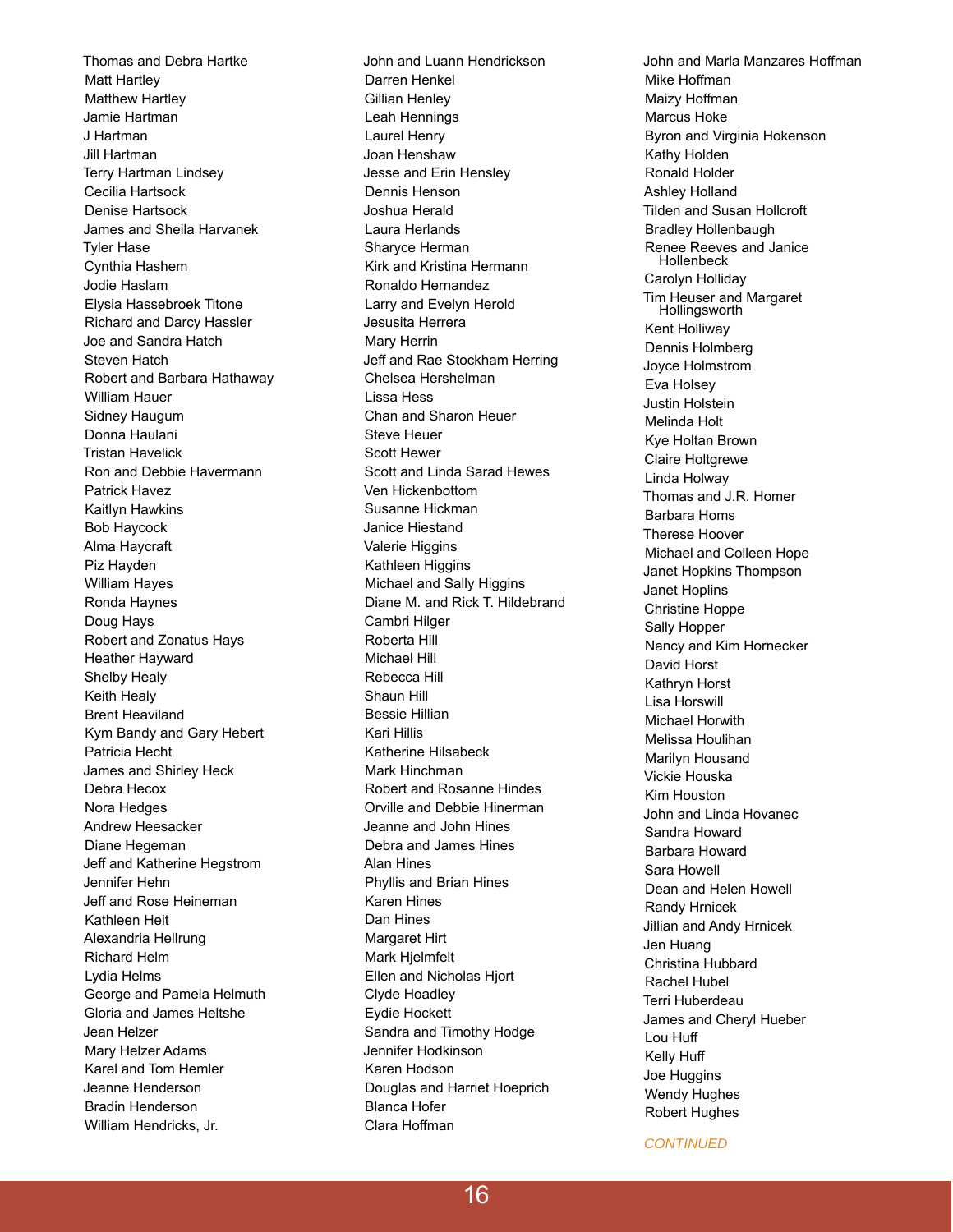Thomas and Debra Hartke
Matt Hartley
Matthew Hartley
Jamie Hartman
J Hartman
Jill Hartman
Terry Hartman Lindsey
Cecilia Hartsock
Denise Hartsock
James and Sheila Harvanek
Tyler Hase
Cynthia Hashem
Jodie Haslam
Elysia Hassebroek Titone
Richard and Darcy Hassler
Joe and Sandra Hatch
Steven Hatch
Robert and Barbara Hathaway
William Hauer
Sidney Haugum
Donna Haulani
Tristan Havelick
Ron and Debbie Havermann
Patrick Havez
Kaitlyn Hawkins
Bob Haycock
Alma Haycraft
Piz Hayden
William Hayes
Ronda Haynes
Doug Hays
Robert and Zonatus Hays
Heather Hayward
Shelby Healy
Keith Healy
Brent Heaviland
Kym Bandy and Gary Hebert
Patricia Hecht
James and Shirley Heck
Debra Hecox
Nora Hedges
Andrew Heesacker
Diane Hegeman
Jeff and Katherine Hegstrom
Jennifer Hehn
Jeff and Rose Heineman
Kathleen Heit
Alexandria Hellrung
Richard Helm
Lydia Helms
George and Pamela Helmuth
Gloria and James Heltshe
Jean Helzer
Mary Helzer Adams
Karel and Tom Hemler
Jeanne Henderson
Bradin Henderson
William Hendricks, Jr.
John and Luann Hendrickson
Darren Henkel
Gillian Henley
Leah Hennings
Laurel Henry
Joan Henshaw
Jesse and Erin Hensley
Dennis Henson
Joshua Herald
Laura Herlands
Sharyce Herman
Kirk and Kristina Hermann
Ronaldo Hernandez
Larry and Evelyn Herold
Jesusita Herrera
Mary Herrin
Jeff and Rae Stockham Herring
Chelsea Hershelman
Lissa Hess
Chan and Sharon Heuer
Steve Heuer
Scott Hewer
Scott and Linda Sarad Hewes
Ven Hickenbottom
Susanne Hickman
Janice Hiestand
Valerie Higgins
Kathleen Higgins
Michael and Sally Higgins
Diane M. and Rick T. Hildebrand
Cambri Hilger
Roberta Hill
Michael Hill
Rebecca Hill
Shaun Hill
Bessie Hillian
Kari Hillis
Katherine Hilsabeck
Mark Hinchman
Robert and Rosanne Hindes
Orville and Debbie Hinerman
Jeanne and John Hines
Debra and James Hines
Alan Hines
Phyllis and Brian Hines
Karen Hines
Dan Hines
Margaret Hirt
Mark Hjelmfelt
Ellen and Nicholas Hjort
Clyde Hoadley
Eydie Hockett
Sandra and Timothy Hodge
Jennifer Hodkinson
Karen Hodson
Douglas and Harriet Hoeprich
Blanca Hofer
Clara Hoffman
John and Marla Manzares Hoffman
Mike Hoffman
Maizy Hoffman
Marcus Hoke
Byron and Virginia Hokenson
Kathy Holden
Ronald Holder
Ashley Holland
Tilden and Susan Hollcroft
Bradley Hollenbaugh
Renee Reeves and Janice Hollenbeck
Carolyn Holliday
Tim Heuser and Margaret Hollingsworth
Kent Holliway
Dennis Holmberg
Joyce Holmstrom
Eva Holsey
Justin Holstein
Melinda Holt
Kye Holtan Brown
Claire Holtgrewe
Linda Holway
Thomas and J.R. Homer
Barbara Homs
Therese Hoover
Michael and Colleen Hope
Janet Hopkins Thompson
Janet Hoplins
Christine Hoppe
Sally Hopper
Nancy and Kim Hornecker
David Horst
Kathryn Horst
Lisa Horswill
Michael Horwith
Melissa Houlihan
Marilyn Housand
Vickie Houska
Kim Houston
John and Linda Hovanec
Sandra Howard
Barbara Howard
Sara Howell
Dean and Helen Howell
Randy Hrnicek
Jillian and Andy Hrnicek
Jen Huang
Christina Hubbard
Rachel Hubel
Terri Huberdeau
James and Cheryl Hueber
Lou Huff
Kelly Huff
Joe Huggins
Wendy Hughes
Robert Hughes

*CONTINUED*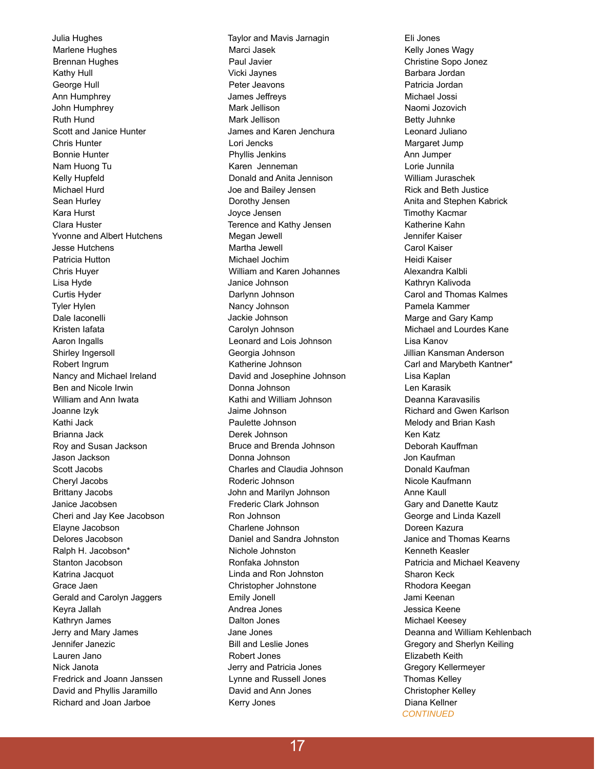Julia Hughes
Marlene Hughes
Brennan Hughes
Kathy Hull
George Hull
Ann Humphrey
John Humphrey
Ruth Hund
Scott and Janice Hunter
Chris Hunter
Bonnie Hunter
Nam Huong Tu
Kelly Hupfeld
Michael Hurd
Sean Hurley
Kara Hurst
Clara Huster
Yvonne and Albert Hutchens
Jesse Hutchens
Patricia Hutton
Chris Huyer
Lisa Hyde
Curtis Hyder
Tyler Hylen
Dale Iaconelli
Kristen Iafata
Aaron Ingalls
Shirley Ingersoll
Robert Ingrum
Nancy and Michael Ireland
Ben and Nicole Irwin
William and Ann Iwata
Joanne Izyk
Kathi Jack
Brianna Jack
Roy and Susan Jackson
Jason Jackson
Scott Jacobs
Cheryl Jacobs
Brittany Jacobs
Janice Jacobsen
Cheri and Jay Kee Jacobson
Elayne Jacobson
Delores Jacobson
Ralph H. Jacobson*
Stanton Jacobson
Katrina Jacquot
Grace Jaen
Gerald and Carolyn Jaggers
Keyra Jallah
Kathryn James
Jerry and Mary James
Jennifer Janezic
Lauren Jano
Nick Janota
Fredrick and Joann Janssen
David and Phyllis Jaramillo
Richard and Joan Jarboe
Taylor and Mavis Jarnagin
Marci Jasek
Paul Javier
Vicki Jaynes
Peter Jeavons
James Jeffreys
Mark Jellison
Mark Jellison
James and Karen Jenchura
Lori Jencks
Phyllis Jenkins
Karen Jenneman
Donald and Anita Jennison
Joe and Bailey Jensen
Dorothy Jensen
Joyce Jensen
Terence and Kathy Jensen
Megan Jewell
Martha Jewell
Michael Jochim
William and Karen Johannes
Janice Johnson
Darlynn Johnson
Nancy Johnson
Jackie Johnson
Carolyn Johnson
Leonard and Lois Johnson
Georgia Johnson
Katherine Johnson
David and Josephine Johnson
Donna Johnson
Kathi and William Johnson
Jaime Johnson
Paulette Johnson
Derek Johnson
Bruce and Brenda Johnson
Donna Johnson
Charles and Claudia Johnson
Roderic Johnson
John and Marilyn Johnson
Frederic Clark Johnson
Ron Johnson
Charlene Johnson
Daniel and Sandra Johnston
Nichole Johnston
Ronfaka Johnston
Linda and Ron Johnston
Christopher Johnstone
Emily Jonell
Andrea Jones
Dalton Jones
Jane Jones
Bill and Leslie Jones
Robert Jones
Jerry and Patricia Jones
Lynne and Russell Jones
David and Ann Jones
Kerry Jones
Eli Jones
Kelly Jones Wagy
Christine Sopo Jonez
Barbara Jordan
Patricia Jordan
Michael Jossi
Naomi Jozovich
Betty Juhnke
Leonard Juliano
Margaret Jump
Ann Jumper
Lorie Junnila
William Juraschek
Rick and Beth Justice
Anita and Stephen Kabrick
Timothy Kacmar
Katherine Kahn
Jennifer Kaiser
Carol Kaiser
Heidi Kaiser
Alexandra Kalbli
Kathryn Kalivoda
Carol and Thomas Kalmes
Pamela Kammer
Marge and Gary Kamp
Michael and Lourdes Kane
Lisa Kanov
Jillian Kansman Anderson
Carl and Marybeth Kantner*
Lisa Kaplan
Len Karasik
Deanna Karavasilis
Richard and Gwen Karlson
Melody and Brian Kash
Ken Katz
Deborah Kauffman
Jon Kaufman
Donald Kaufman
Nicole Kaufmann
Anne Kaull
Gary and Danette Kautz
George and Linda Kazell
Doreen Kazura
Janice and Thomas Kearns
Kenneth Keasler
Patricia and Michael Keaveny
Sharon Keck
Rhodora Keegan
Jami Keenan
Jessica Keene
Michael Keesey
Deanna and William Kehlenbach
Gregory and Sherlyn Keiling
Elizabeth Keith
Gregory Kellermeyer
Thomas Kelley
Christopher Kelley
Diana Kellner

*CONTINUED*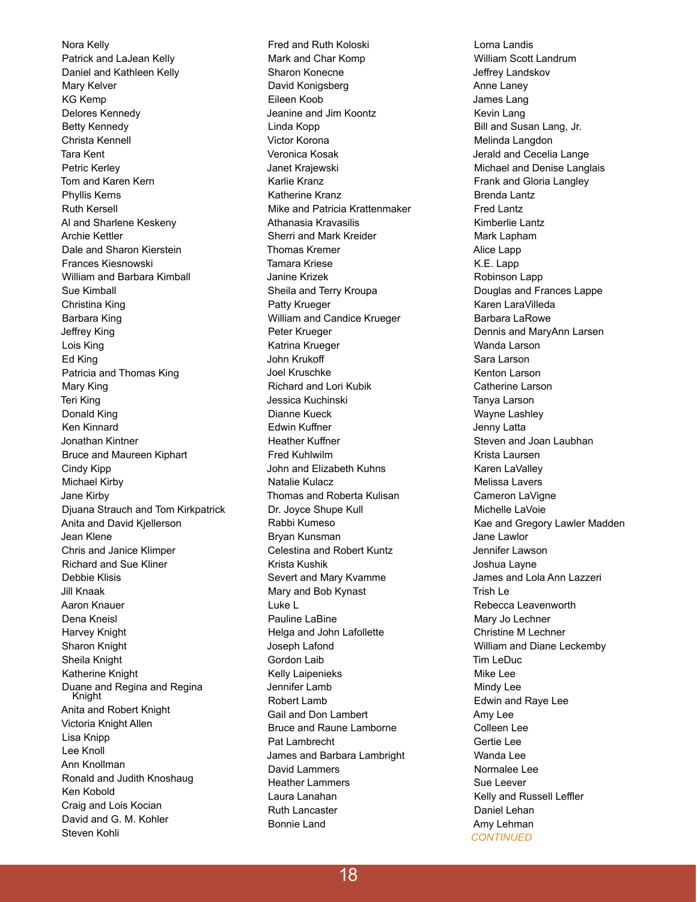Nora Kelly
Patrick and LaJean Kelly
Daniel and Kathleen Kelly
Mary Kelver
KG Kemp
Delores Kennedy
Betty Kennedy
Christa Kennell
Tara Kent
Petric Kerley
Tom and Karen Kern
Phyllis Kerns
Ruth Kersell
Al and Sharlene Keskeny
Archie Kettler
Dale and Sharon Kierstein
Frances Kiesnowski
William and Barbara Kimball
Sue Kimball
Christina King
Barbara King
Jeffrey King
Lois King
Ed King
Patricia and Thomas King
Mary King
Teri King
Donald King
Ken Kinnard
Jonathan Kintner
Bruce and Maureen Kiphart
Cindy Kipp
Michael Kirby
Jane Kirby
Djuana Strauch and Tom Kirkpatrick
Anita and David Kjellerson
Jean Klene
Chris and Janice Klimper
Richard and Sue Kliner
Debbie Klisis
Jill Knaak
Aaron Knauer
Dena Kneisl
Harvey Knight
Sharon Knight
Sheila Knight
Katherine Knight
Duane and Regina and Regina Knight
Anita and Robert Knight
Victoria Knight Allen
Lisa Knipp
Lee Knoll
Ann Knollman
Ronald and Judith Knoshaug
Ken Kobold
Craig and Lois Kocian
David and G. M. Kohler
Steven Kohli
Fred and Ruth Koloski
Mark and Char Komp
Sharon Konecne
David Konigsberg
Eileen Koob
Jeanine and Jim Koontz
Linda Kopp
Victor Korona
Veronica Kosak
Janet Krajewski
Karlie Kranz
Katherine Kranz
Mike and Patricia Krattenmaker
Athanasia Kravasilis
Sherri and Mark Kreider
Thomas Kremer
Tamara Kriese
Janine Krizek
Sheila and Terry Kroupa
Patty Krueger
William and Candice Krueger
Peter Krueger
Katrina Krueger
John Krukoff
Joel Kruschke
Richard and Lori Kubik
Jessica Kuchinski
Dianne Kueck
Edwin Kuffner
Heather Kuffner
Fred Kuhlwilm
John and Elizabeth Kuhns
Natalie Kulacz
Thomas and Roberta Kulisan
Dr. Joyce Shupe Kull
Rabbi Kumeso
Bryan Kunsman
Celestina and Robert Kuntz
Krista Kushik
Severt and Mary Kvamme
Mary and Bob Kynast
Luke L
Pauline LaBine
Helga and John Lafollette
Joseph Lafond
Gordon Laib
Kelly Laipenieks
Jennifer Lamb
Robert Lamb
Gail and Don Lambert
Bruce and Raune Lamborne
Pat Lambrecht
James and Barbara Lambright
David Lammers
Heather Lammers
Laura Lanahan
Ruth Lancaster
Bonnie Land
Lorna Landis
William Scott Landrum
Jeffrey Landskov
Anne Laney
James Lang
Kevin Lang
Bill and Susan Lang, Jr.
Melinda Langdon
Jerald and Cecelia Lange
Michael and Denise Langlais
Frank and Gloria Langley
Brenda Lantz
Fred Lantz
Kimberlie Lantz
Mark Lapham
Alice Lapp
K.E. Lapp
Robinson Lapp
Douglas and Frances Lappe
Karen LaraVilleda
Barbara LaRowe
Dennis and MaryAnn Larsen
Wanda Larson
Sara Larson
Kenton Larson
Catherine Larson
Tanya Larson
Wayne Lashley
Jenny Latta
Steven and Joan Laubhan
Krista Laursen
Karen LaValley
Melissa Lavers
Cameron LaVigne
Michelle LaVoie
Kae and Gregory Lawler Madden
Jane Lawlor
Jennifer Lawson
Joshua Layne
James and Lola Ann Lazzeri
Trish Le
Rebecca Leavenworth
Mary Jo Lechner
Christine M Lechner
William and Diane Leckemby
Tim LeDuc
Mike Lee
Mindy Lee
Edwin and Raye Lee
Amy Lee
Colleen Lee
Gertie Lee
Wanda Lee
Normalee Lee
Sue Leever
Kelly and Russell Leffler
Daniel Lehan
Amy Lehman

*CONTINUED*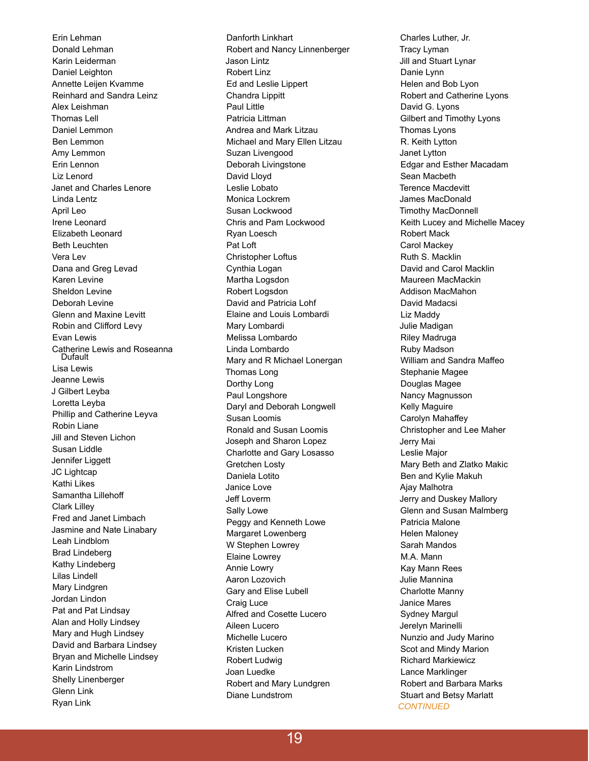Erin Lehman
Donald Lehman
Karin Leiderman
Daniel Leighton
Annette Leijen Kvamme
Reinhard and Sandra Leinz
Alex Leishman
Thomas Lell
Daniel Lemmon
Ben Lemmon
Amy Lemmon
Erin Lennon
Liz Lenord
Janet and Charles Lenore
Linda Lentz
April Leo
Irene Leonard
Elizabeth Leonard
Beth Leuchten
Vera Lev
Dana and Greg Levad
Karen Levine
Sheldon Levine
Deborah Levine
Glenn and Maxine Levitt
Robin and Clifford Levy
Evan Lewis
Catherine Lewis and Roseanna Dufault
Lisa Lewis
Jeanne Lewis
J Gilbert Leyba
Loretta Leyba
Phillip and Catherine Leyva
Robin Liane
Jill and Steven Lichon
Susan Liddle
Jennifer Liggett
JC Lightcap
Kathi Likes
Samantha Lillehoff
Clark Lilley
Fred and Janet Limbach
Jasmine and Nate Linabary
Leah Lindblom
Brad Lindeberg
Kathy Lindeberg
Lilas Lindell
Mary Lindgren
Jordan Lindon
Pat and Pat Lindsay
Alan and Holly Lindsey
Mary and Hugh Lindsey
David and Barbara Lindsey
Bryan and Michelle Lindsey
Karin Lindstrom
Shelly Linenberger
Glenn Link
Ryan Link
Danforth Linkhart
Robert and Nancy Linnenberger
Jason Lintz
Robert Linz
Ed and Leslie Lippert
Chandra Lippitt
Paul Little
Patricia Littman
Andrea and Mark Litzau
Michael and Mary Ellen Litzau
Suzan Livengood
Deborah Livingstone
David Lloyd
Leslie Lobato
Monica Lockrem
Susan Lockwood
Chris and Pam Lockwood
Ryan Loesch
Pat Loft
Christopher Loftus
Cynthia Logan
Martha Logsdon
Robert Logsdon
David and Patricia Lohf
Elaine and Louis Lombardi
Mary Lombardi
Melissa Lombardo
Linda Lombardo
Mary and R Michael Lonergan
Thomas Long
Dorthy Long
Paul Longshore
Daryl and Deborah Longwell
Susan Loomis
Ronald and Susan Loomis
Joseph and Sharon Lopez
Charlotte and Gary Losasso
Gretchen Losty
Daniela Lotito
Janice Love
Jeff Loverm
Sally Lowe
Peggy and Kenneth Lowe
Margaret Lowenberg
W Stephen Lowrey
Elaine Lowrey
Annie Lowry
Aaron Lozovich
Gary and Elise Lubell
Craig Luce
Alfred and Cosette Lucero
Aileen Lucero
Michelle Lucero
Kristen Lucken
Robert Ludwig
Joan Luedke
Robert and Mary Lundgren
Diane Lundstrom
Charles Luther, Jr.
Tracy Lyman
Jill and Stuart Lynar
Danie Lynn
Helen and Bob Lyon
Robert and Catherine Lyons
David G. Lyons
Gilbert and Timothy Lyons
Thomas Lyons
R. Keith Lytton
Janet Lytton
Edgar and Esther Macadam
Sean Macbeth
Terence Macdevitt
James MacDonald
Timothy MacDonnell
Keith Lucey and Michelle Macey
Robert Mack
Carol Mackey
Ruth S. Macklin
David and Carol Macklin
Maureen MacMackin
Addison MacMahon
David Madacsi
Liz Maddy
Julie Madigan
Riley Madruga
Ruby Madson
William and Sandra Maffeo
Stephanie Magee
Douglas Magee
Nancy Magnusson
Kelly Maguire
Carolyn Mahaffey
Christopher and Lee Maher
Jerry Mai
Leslie Major
Mary Beth and Zlatko Makic
Ben and Kylie Makuh
Ajay Malhotra
Jerry and Duskey Mallory
Glenn and Susan Malmberg
Patricia Malone
Helen Maloney
Sarah Mandos
M.A. Mann
Kay Mann Rees
Julie Mannina
Charlotte Manny
Janice Mares
Sydney Margul
Jerelyn Marinelli
Nunzio and Judy Marino
Scot and Mindy Marion
Richard Markiewicz
Lance Marklinger
Robert and Barbara Marks
Stuart and Betsy Marlatt

*CONTINUED*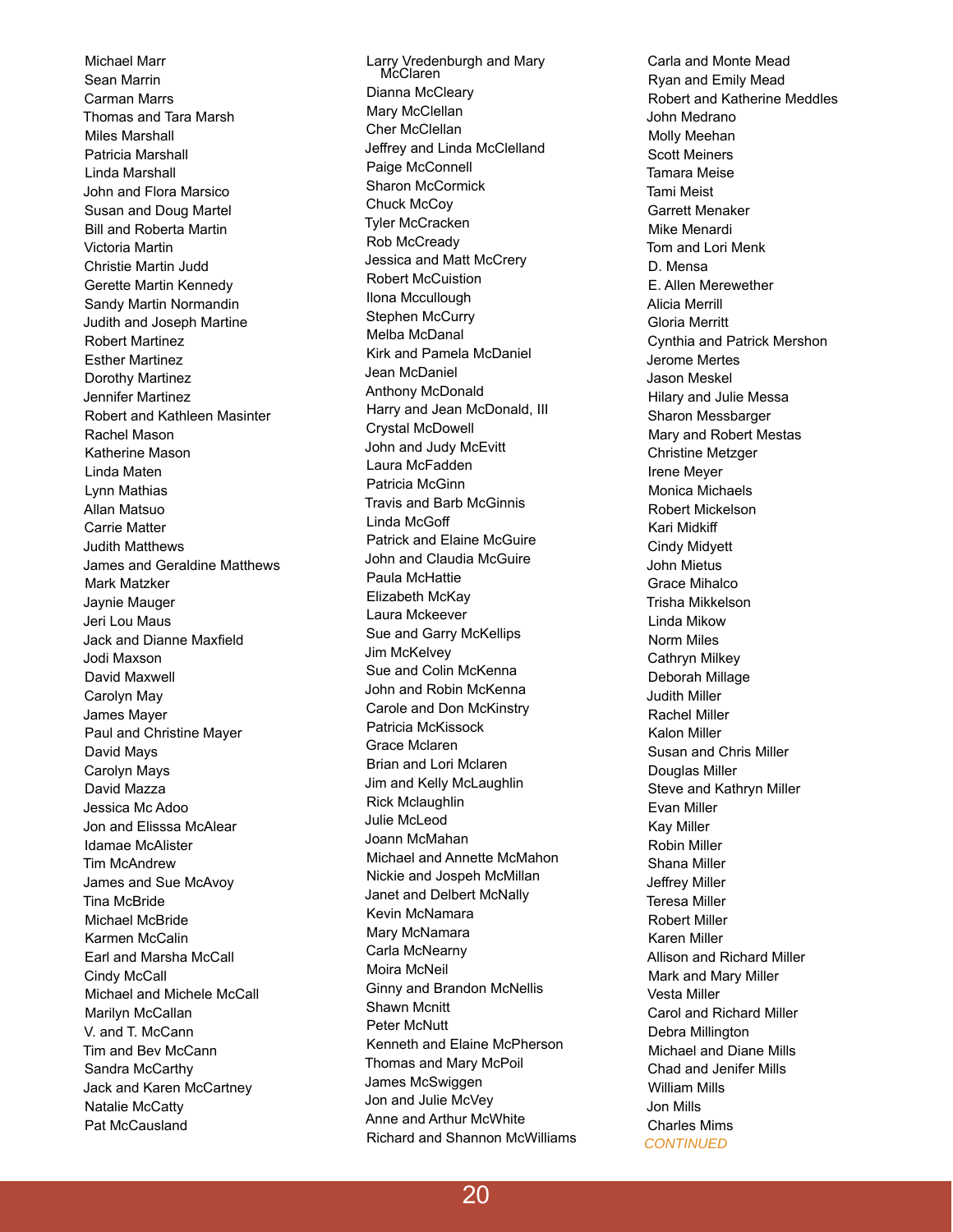Michael Marr
Sean Marrin
Carman Marrs
Thomas and Tara Marsh
Miles Marshall
Patricia Marshall
Linda Marshall
John and Flora Marsico
Susan and Doug Martel
Bill and Roberta Martin
Victoria Martin
Christie Martin Judd
Gerette Martin Kennedy
Sandy Martin Normandin
Judith and Joseph Martine
Robert Martinez
Esther Martinez
Dorothy Martinez
Jennifer Martinez
Robert and Kathleen Masinter
Rachel Mason
Katherine Mason
Linda Maten
Lynn Mathias
Allan Matsuo
Carrie Matter
Judith Matthews
James and Geraldine Matthews
Mark Matzker
Jaynie Mauger
Jeri Lou Maus
Jack and Dianne Maxfield
Jodi Maxson
David Maxwell
Carolyn May
James Mayer
Paul and Christine Mayer
David Mays
Carolyn Mays
David Mazza
Jessica Mc Adoo
Jon and Elisssa McAlear
Idamae McAlister
Tim McAndrew
James and Sue McAvoy
Tina McBride
Michael McBride
Karmen McCalin
Earl and Marsha McCall
Cindy McCall
Michael and Michele McCall
Marilyn McCallan
V. and T. McCann
Tim and Bev McCann
Sandra McCarthy
Jack and Karen McCartney
Natalie McCatty
Pat McCausland
Larry Vredenburgh and Mary McClaren
Dianna McCleary
Mary McClellan
Cher McClellan
Jeffrey and Linda McClelland
Paige McConnell
Sharon McCormick
Chuck McCoy
Tyler McCracken
Rob McCready
Jessica and Matt McCrery
Robert McCuistion
Ilona Mccullough
Stephen McCurry
Melba McDanal
Kirk and Pamela McDaniel
Jean McDaniel
Anthony McDonald
Harry and Jean McDonald, III
Crystal McDowell
John and Judy McEvitt
Laura McFadden
Patricia McGinn
Travis and Barb McGinnis
Linda McGoff
Patrick and Elaine McGuire
John and Claudia McGuire
Paula McHattie
Elizabeth McKay
Laura Mckeever
Sue and Garry McKellips
Jim McKelvey
Sue and Colin McKenna
John and Robin McKenna
Carole and Don McKinstry
Patricia McKissock
Grace Mclaren
Brian and Lori Mclaren
Jim and Kelly McLaughlin
Rick Mclaughlin
Julie McLeod
Joann McMahan
Michael and Annette McMahon
Nickie and Jospeh McMillan
Janet and Delbert McNally
Kevin McNamara
Mary McNamara
Carla McNearny
Moira McNeil
Ginny and Brandon McNellis
Shawn Mcnitt
Peter McNutt
Kenneth and Elaine McPherson
Thomas and Mary McPoil
James McSwiggen
Jon and Julie McVey
Anne and Arthur McWhite
Richard and Shannon McWilliams
Carla and Monte Mead
Ryan and Emily Mead
Robert and Katherine Meddles
John Medrano
Molly Meehan
Scott Meiners
Tamara Meise
Tami Meist
Garrett Menaker
Mike Menardi
Tom and Lori Menk
D. Mensa
E. Allen Merewether
Alicia Merrill
Gloria Merritt
Cynthia and Patrick Mershon
Jerome Mertes
Jason Meskel
Hilary and Julie Messa
Sharon Messbarger
Mary and Robert Mestas
Christine Metzger
Irene Meyer
Monica Michaels
Robert Mickelson
Kari Midkiff
Cindy Midyett
John Mietus
Grace Mihalco
Trisha Mikkelson
Linda Mikow
Norm Miles
Cathryn Milkey
Deborah Millage
Judith Miller
Rachel Miller
Kalon Miller
Susan and Chris Miller
Douglas Miller
Steve and Kathryn Miller
Evan Miller
Kay Miller
Robin Miller
Shana Miller
Jeffrey Miller
Teresa Miller
Robert Miller
Karen Miller
Allison and Richard Miller
Mark and Mary Miller
Vesta Miller
Carol and Richard Miller
Debra Millington
Michael and Diane Mills
Chad and Jenifer Mills
William Mills
Jon Mills
Charles Mims

*CONTINUED*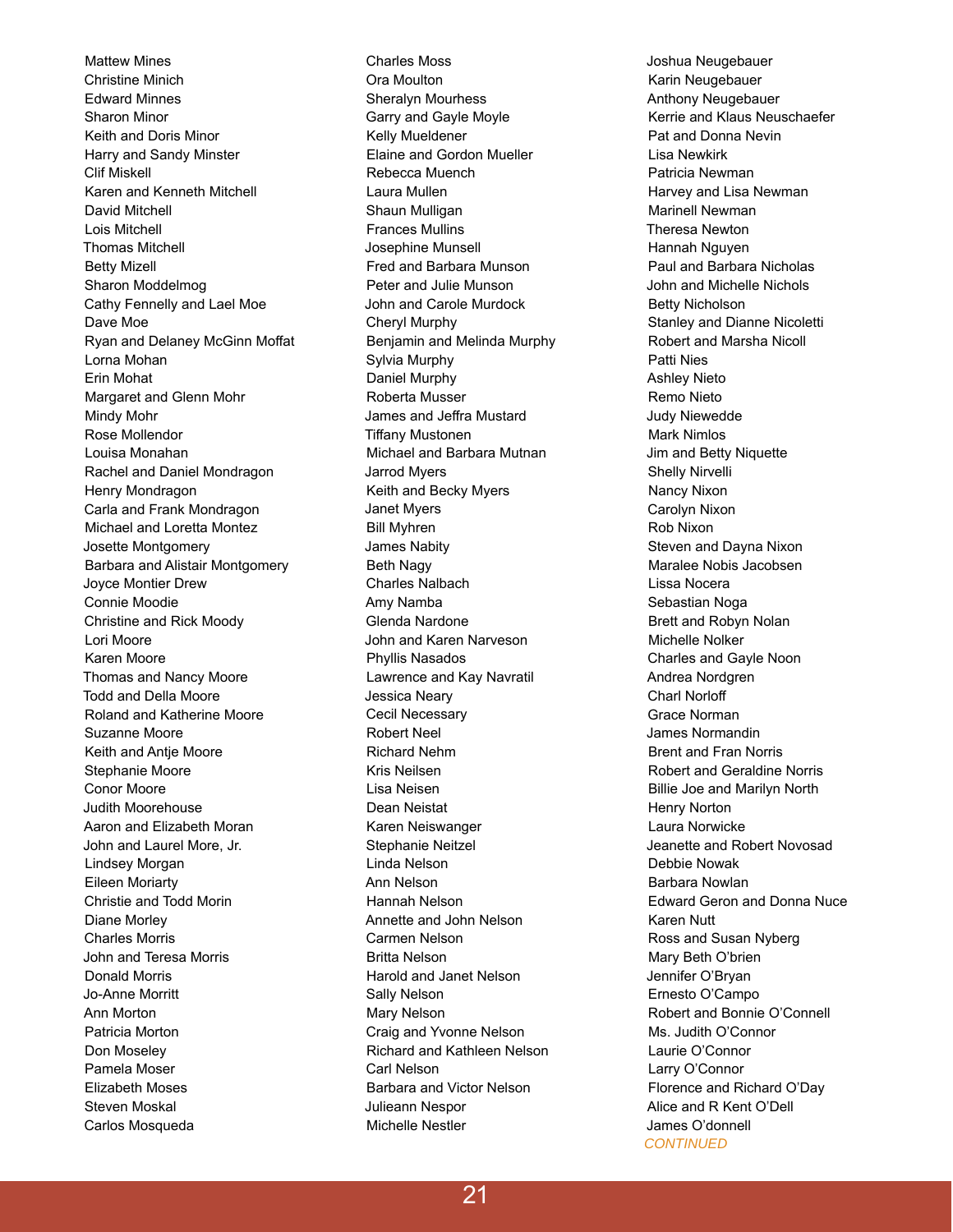Mattew Mines
Christine Minich
Edward Minnes
Sharon Minor
Keith and Doris Minor
Harry and Sandy Minster
Clif Miskell
Karen and Kenneth Mitchell
David Mitchell
Lois Mitchell
Thomas Mitchell
Betty Mizell
Sharon Moddelmog
Cathy Fennelly and Lael Moe
Dave Moe
Ryan and Delaney McGinn Moffat
Lorna Mohan
Erin Mohat
Margaret and Glenn Mohr
Mindy Mohr
Rose Mollendor
Louisa Monahan
Rachel and Daniel Mondragon
Henry Mondragon
Carla and Frank Mondragon
Michael and Loretta Montez
Josette Montgomery
Barbara and Alistair Montgomery
Joyce Montier Drew
Connie Moodie
Christine and Rick Moody
Lori Moore
Karen Moore
Thomas and Nancy Moore
Todd and Della Moore
Roland and Katherine Moore
Suzanne Moore
Keith and Antje Moore
Stephanie Moore
Conor Moore
Judith Moorehouse
Aaron and Elizabeth Moran
John and Laurel More, Jr.
Lindsey Morgan
Eileen Moriarty
Christie and Todd Morin
Diane Morley
Charles Morris
John and Teresa Morris
Donald Morris
Jo-Anne Morritt
Ann Morton
Patricia Morton
Don Moseley
Pamela Moser
Elizabeth Moses
Steven Moskal
Carlos Mosqueda
Charles Moss
Ora Moulton
Sheralyn Mourhess
Garry and Gayle Moyle
Kelly Mueldener
Elaine and Gordon Mueller
Rebecca Muench
Laura Mullen
Shaun Mulligan
Frances Mullins
Josephine Munsell
Fred and Barbara Munson
Peter and Julie Munson
John and Carole Murdock
Cheryl Murphy
Benjamin and Melinda Murphy
Sylvia Murphy
Daniel Murphy
Roberta Musser
James and Jeffra Mustard
Tiffany Mustonen
Michael and Barbara Mutnan
Jarrod Myers
Keith and Becky Myers
Janet Myers
Bill Myhren
James Nabity
Beth Nagy
Charles Nalbach
Amy Namba
Glenda Nardone
John and Karen Narveson
Phyllis Nasados
Lawrence and Kay Navratil
Jessica Neary
Cecil Necessary
Robert Neel
Richard Nehm
Kris Neilsen
Lisa Neisen
Dean Neistat
Karen Neiswanger
Stephanie Neitzel
Linda Nelson
Ann Nelson
Hannah Nelson
Annette and John Nelson
Carmen Nelson
Britta Nelson
Harold and Janet Nelson
Sally Nelson
Mary Nelson
Craig and Yvonne Nelson
Richard and Kathleen Nelson
Carl Nelson
Barbara and Victor Nelson
Julieann Nespor
Michelle Nestler
Joshua Neugebauer
Karin Neugebauer
Anthony Neugebauer
Kerrie and Klaus Neuschaefer
Pat and Donna Nevin
Lisa Newkirk
Patricia Newman
Harvey and Lisa Newman
Marinell Newman
Theresa Newton
Hannah Nguyen
Paul and Barbara Nicholas
John and Michelle Nichols
Betty Nicholson
Stanley and Dianne Nicoletti
Robert and Marsha Nicoll
Patti Nies
Ashley Nieto
Remo Nieto
Judy Niewedde
Mark Nimlos
Jim and Betty Niquette
Shelly Nirvelli
Nancy Nixon
Carolyn Nixon
Rob Nixon
Steven and Dayna Nixon
Maralee Nobis Jacobsen
Lissa Nocera
Sebastian Noga
Brett and Robyn Nolan
Michelle Nolker
Charles and Gayle Noon
Andrea Nordgren
Charl Norloff
Grace Norman
James Normandin
Brent and Fran Norris
Robert and Geraldine Norris
Billie Joe and Marilyn North
Henry Norton
Laura Norwicke
Jeanette and Robert Novosad
Debbie Nowak
Barbara Nowlan
Edward Geron and Donna Nuce
Karen Nutt
Ross and Susan Nyberg
Mary Beth O'brien
Jennifer O'Bryan
Ernesto O'Campo
Robert and Bonnie O'Connell
Ms. Judith O'Connor
Laurie O'Connor
Larry O'Connor
Florence and Richard O'Day
Alice and R Kent O'Dell
James O'donnell

*CONTINUED*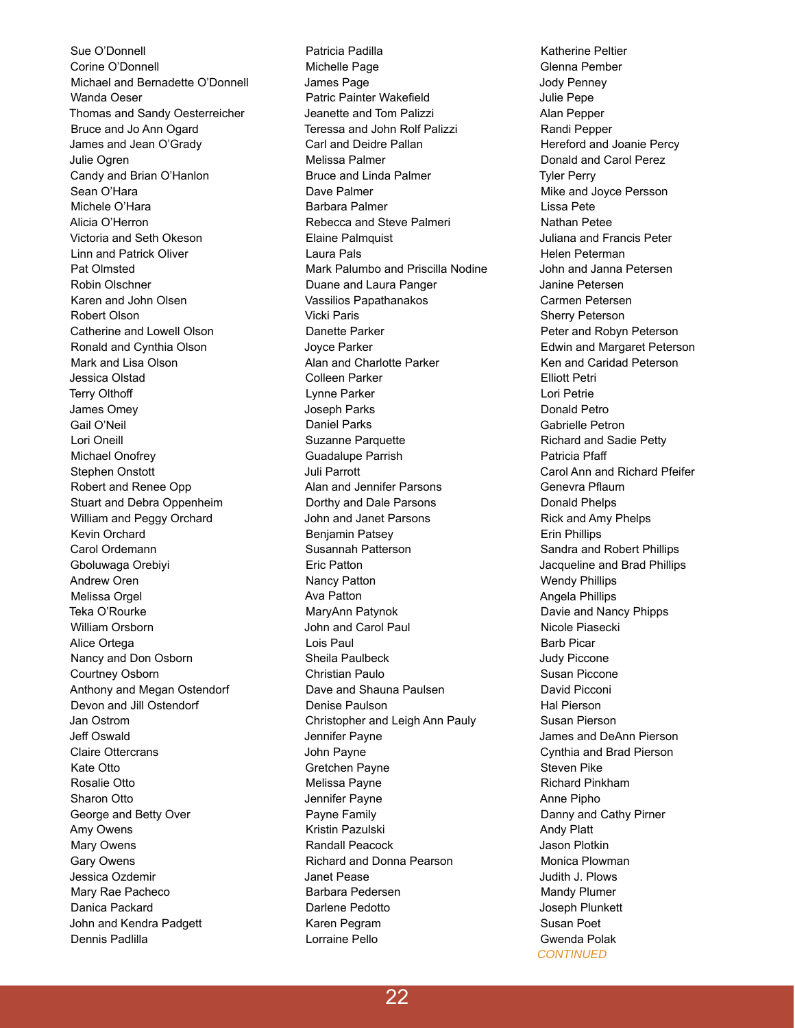Sue O'Donnell
Corine O'Donnell
Michael and Bernadette O'Donnell
Wanda Oeser
Thomas and Sandy Oesterreicher
Bruce and Jo Ann Ogard
James and Jean O'Grady
Julie Ogren
Candy and Brian O'Hanlon
Sean O'Hara
Michele O'Hara
Alicia O'Herron
Victoria and Seth Okeson
Linn and Patrick Oliver
Pat Olmsted
Robin Olschner
Karen and John Olsen
Robert Olson
Catherine and Lowell Olson
Ronald and Cynthia Olson
Mark and Lisa Olson
Jessica Olstad
Terry Olthoff
James Omey
Gail O'Neil
Lori Oneill
Michael Onofrey
Stephen Onstott
Robert and Renee Opp
Stuart and Debra Oppenheim
William and Peggy Orchard
Kevin Orchard
Carol Ordemann
Gboluwaga Orebiyi
Andrew Oren
Melissa Orgel
Teka O'Rourke
William Orsborn
Alice Ortega
Nancy and Don Osborn
Courtney Osborn
Anthony and Megan Ostendorf
Devon and Jill Ostendorf
Jan Ostrom
Jeff Oswald
Claire Ottercrans
Kate Otto
Rosalie Otto
Sharon Otto
George and Betty Over
Amy Owens
Mary Owens
Gary Owens
Jessica Ozdemir
Mary Rae Pacheco
Danica Packard
John and Kendra Padgett
Dennis Padlilla
Patricia Padilla
Michelle Page
James Page
Patric Painter Wakefield
Jeanette and Tom Palizzi
Teressa and John Rolf Palizzi
Carl and Deidre Pallan
Melissa Palmer
Bruce and Linda Palmer
Dave Palmer
Barbara Palmer
Rebecca and Steve Palmeri
Elaine Palmquist
Laura Pals
Mark Palumbo and Priscilla Nodine
Duane and Laura Panger
Vassilios Papathanakos
Vicki Paris
Danette Parker
Joyce Parker
Alan and Charlotte Parker
Colleen Parker
Lynne Parker
Joseph Parks
Daniel Parks
Suzanne Parquette
Guadalupe Parrish
Juli Parrott
Alan and Jennifer Parsons
Dorthy and Dale Parsons
John and Janet Parsons
Benjamin Patsey
Susannah Patterson
Eric Patton
Nancy Patton
Ava Patton
MaryAnn Patynok
John and Carol Paul
Lois Paul
Sheila Paulbeck
Christian Paulo
Dave and Shauna Paulsen
Denise Paulson
Christopher and Leigh Ann Pauly
Jennifer Payne
John Payne
Gretchen Payne
Melissa Payne
Jennifer Payne
Payne Family
Kristin Pazulski
Randall Peacock
Richard and Donna Pearson
Janet Pease
Barbara Pedersen
Darlene Pedotto
Karen Pegram
Lorraine Pello
Katherine Peltier
Glenna Pember
Jody Penney
Julie Pepe
Alan Pepper
Randi Pepper
Hereford and Joanie Percy
Donald and Carol Perez
Tyler Perry
Mike and Joyce Persson
Lissa Pete
Nathan Petee
Juliana and Francis Peter
Helen Peterman
John and Janna Petersen
Janine Petersen
Carmen Petersen
Sherry Peterson
Peter and Robyn Peterson
Edwin and Margaret Peterson
Ken and Caridad Peterson
Elliott Petri
Lori Petrie
Donald Petro
Gabrielle Petron
Richard and Sadie Petty
Patricia Pfaff
Carol Ann and Richard Pfeifer
Genevra Pflaum
Donald Phelps
Rick and Amy Phelps
Erin Phillips
Sandra and Robert Phillips
Jacqueline and Brad Phillips
Wendy Phillips
Angela Phillips
Davie and Nancy Phipps
Nicole Piasecki
Barb Picar
Judy Piccone
Susan Piccone
David Picconi
Hal Pierson
Susan Pierson
James and DeAnn Pierson
Cynthia and Brad Pierson
Steven Pike
Richard Pinkham
Anne Pipho
Danny and Cathy Pirner
Andy Platt
Jason Plotkin
Monica Plowman
Judith J. Plows
Mandy Plumer
Joseph Plunkett
Susan Poet
Gwenda Polak

*CONTINUED*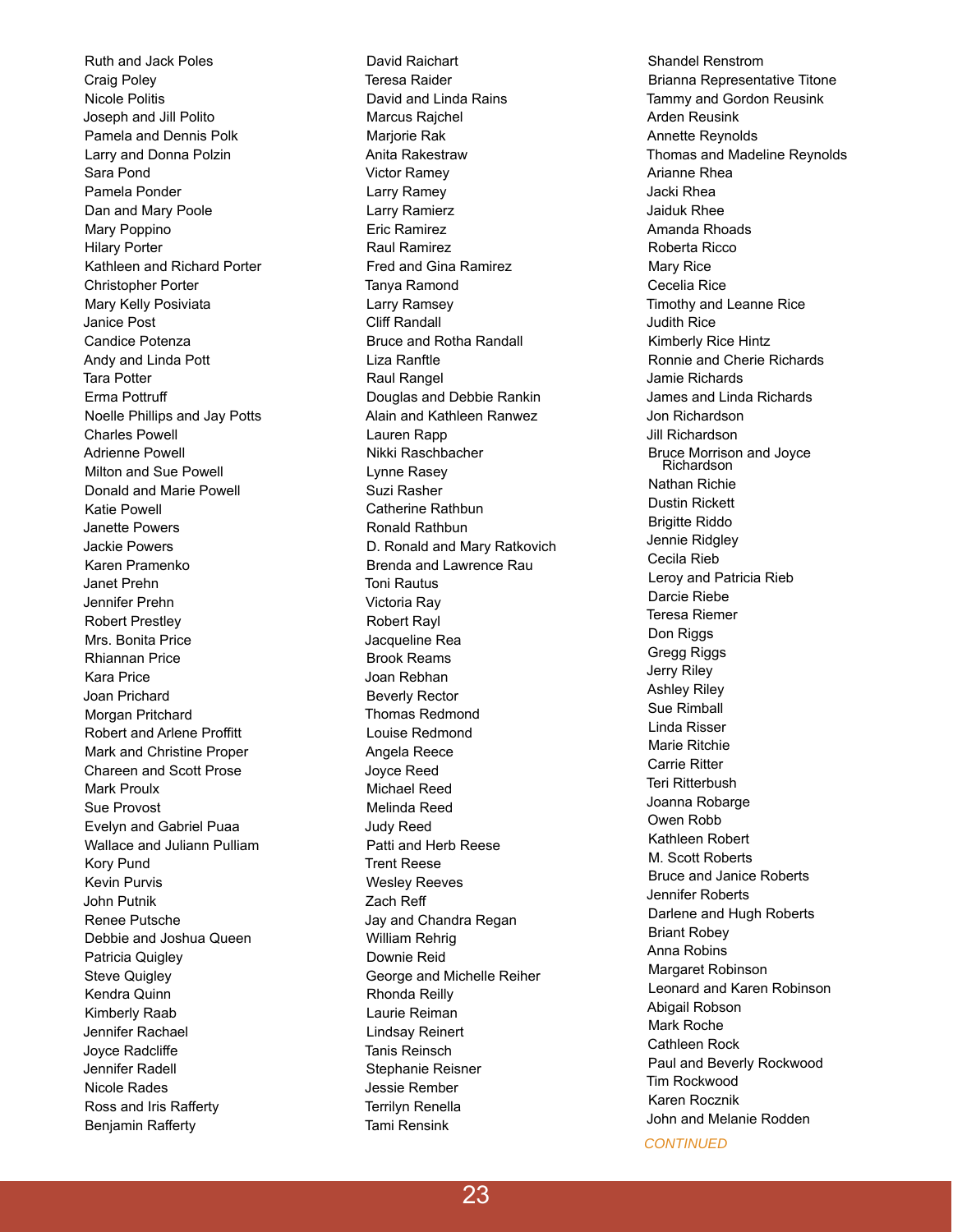Ruth and Jack Poles
Craig Poley
Nicole Politis
Joseph and Jill Polito
Pamela and Dennis Polk
Larry and Donna Polzin
Sara Pond
Pamela Ponder
Dan and Mary Poole
Mary Poppino
Hilary Porter
Kathleen and Richard Porter
Christopher Porter
Mary Kelly Posiviata
Janice Post
Candice Potenza
Andy and Linda Pott
Tara Potter
Erma Pottruff
Noelle Phillips and Jay Potts
Charles Powell
Adrienne Powell
Milton and Sue Powell
Donald and Marie Powell
Katie Powell
Janette Powers
Jackie Powers
Karen Pramenko
Janet Prehn
Jennifer Prehn
Robert Prestley
Mrs. Bonita Price
Rhiannan Price
Kara Price
Joan Prichard
Morgan Pritchard
Robert and Arlene Proffitt
Mark and Christine Proper
Chareen and Scott Prose
Mark Proulx
Sue Provost
Evelyn and Gabriel Puaa
Wallace and Juliann Pulliam
Kory Pund
Kevin Purvis
John Putnik
Renee Putsche
Debbie and Joshua Queen
Patricia Quigley
Steve Quigley
Kendra Quinn
Kimberly Raab
Jennifer Rachael
Joyce Radcliffe
Jennifer Radell
Nicole Rades
Ross and Iris Rafferty
Benjamin Rafferty

David Raichart
Teresa Raider
David and Linda Rains
Marcus Rajchel
Marjorie Rak
Anita Rakestraw
Victor Ramey
Larry Ramey
Larry Ramierz
Eric Ramirez
Raul Ramirez
Fred and Gina Ramirez
Tanya Ramond
Larry Ramsey
Cliff Randall
Bruce and Rotha Randall
Liza Ranftle
Raul Rangel
Douglas and Debbie Rankin
Alain and Kathleen Ranwez
Lauren Rapp
Nikki Raschbacher
Lynne Rasey
Suzi Rasher
Catherine Rathbun
Ronald Rathbun
D. Ronald and Mary Ratkovich
Brenda and Lawrence Rau
Toni Rautus
Victoria Ray
Robert Rayl
Jacqueline Rea
Brook Reams
Joan Rebhan
Beverly Rector
Thomas Redmond
Louise Redmond
Angela Reece
Joyce Reed
Michael Reed
Melinda Reed
Judy Reed
Patti and Herb Reese
Trent Reese
Wesley Reeves
Zach Reff
Jay and Chandra Regan
William Rehrig
Downie Reid
George and Michelle Reiher
Rhonda Reilly
Laurie Reiman
Lindsay Reinert
Tanis Reinsch
Stephanie Reisner
Jessie Rember
Terrilyn Renella
Tami Rensink

Shandel Renstrom
Brianna Representative Titone
Tammy and Gordon Reusink
Arden Reusink
Annette Reynolds
Thomas and Madeline Reynolds
Arianne Rhea
Jacki Rhea
Jaiduk Rhee
Amanda Rhoads
Roberta Ricco
Mary Rice
Cecelia Rice
Timothy and Leanne Rice
Judith Rice
Kimberly Rice Hintz
Ronnie and Cherie Richards
Jamie Richards
James and Linda Richards
Jon Richardson
Jill Richardson
Bruce Morrison and Joyce Richardson
Nathan Richie
Dustin Rickett
Brigitte Riddo
Jennie Ridgley
Cecila Rieb
Leroy and Patricia Rieb
Darcie Riebe
Teresa Riemer
Don Riggs
Gregg Riggs
Jerry Riley
Ashley Riley
Sue Rimball
Linda Risser
Marie Ritchie
Carrie Ritter
Teri Ritterbush
Joanna Robarge
Owen Robb
Kathleen Robert
M. Scott Roberts
Bruce and Janice Roberts
Jennifer Roberts
Darlene and Hugh Roberts
Briant Robey
Anna Robins
Margaret Robinson
Leonard and Karen Robinson
Abigail Robson
Mark Roche
Cathleen Rock
Paul and Beverly Rockwood
Tim Rockwood
Karen Rocznik
John and Melanie Rodden

*CONTINUED*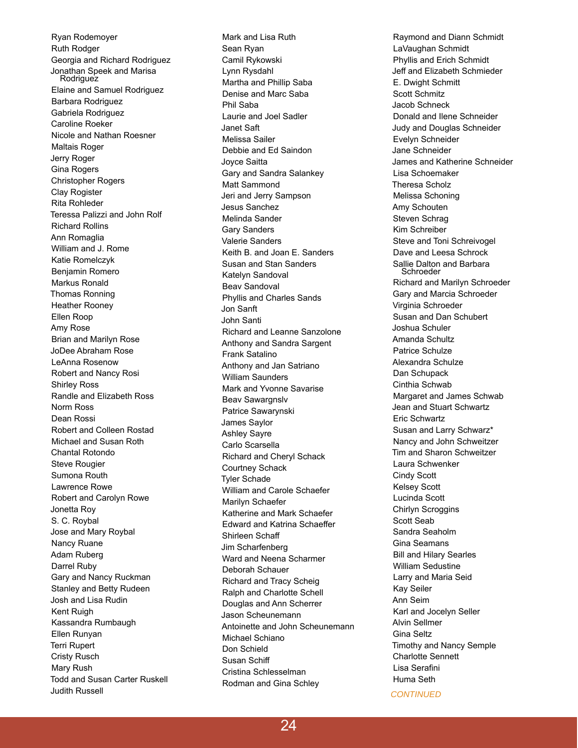Ryan Rodemoyer
Ruth Rodger
Georgia and Richard Rodriguez
Jonathan Speek and Marisa Rodriguez
Elaine and Samuel Rodriguez
Barbara Rodriguez
Gabriela Rodriguez
Caroline Roeker
Nicole and Nathan Roesner
Maltais Roger
Jerry Roger
Gina Rogers
Christopher Rogers
Clay Rogister
Rita Rohleder
Teresa Palizzi and John Rolf
Richard Rollins
Ann Romaglia
William and J. Rome
Katie Romelczyk
Benjamin Romero
Markus Ronald
Thomas Ronning
Heather Rooney
Ellen Roop
Amy Rose
Brian and Marilyn Rose
JoDee Abraham Rose
LeAnna Rosenow
Robert and Nancy Rosi
Shirley Ross
Randle and Elizabeth Ross
Norm Ross
Dean Rossi
Robert and Colleen Rostad
Michael and Susan Roth
Chantal Rotondo
Steve Rougier
Sumona Routh
Lawrence Rowe
Robert and Carolyn Rowe
Jonetta Roy
S. C. Roybal
Jose and Mary Roybal
Nancy Ruane
Adam Ruberg
Darrel Ruby
Gary and Nancy Ruckman
Stanley and Betty Rudeen
Josh and Lisa Rudin
Kent Ruigh
Kassandra Rumbaugh
Ellen Runyan
Terri Rupert
Cristy Rusch
Mary Rush
Todd and Susan Carter Ruskell
Judith Russell
Mark and Lisa Ruth
Sean Ryan
Camil Rykowski
Lynn Rysdahl
Martha and Phillip Saba
Denise and Marc Saba
Phil Saba
Laurie and Joel Sadler
Janet Saft
Melissa Sailer
Debbie and Ed Saindon
Joyce Saitta
Gary and Sandra Salankey
Matt Sammond
Jeri and Jerry Sampson
Jesus Sanchez
Melinda Sander
Gary Sanders
Valerie Sanders
Keith B. and Joan E. Sanders
Susan and Stan Sanders
Katelyn Sandoval
Beav Sandoval
Phyllis and Charles Sands
Jon Sanft
John Santi
Richard and Leanne Sanzolone
Anthony and Sandra Sargent
Frank Satalino
Anthony and Jan Satriano
William Saunders
Mark and Yvonne Savarise
Beav Sawargnslv
Patrice Sawarynski
James Saylor
Ashley Sayre
Carlo Scarsella
Richard and Cheryl Schack
Courtney Schack
Tyler Schade
William and Carole Schaefer
Marilyn Schaefer
Katherine and Mark Schaefer
Edward and Katrina Schaeffer
Shirleen Schaff
Jim Scharfenberg
Ward and Neena Scharmer
Deborah Schauer
Richard and Tracy Scheig
Ralph and Charlotte Schell
Douglas and Ann Scherrer
Jason Scheunemann
Antoinette and John Scheunemann
Michael Schiano
Don Schield
Susan Schiff
Cristina Schlesselman
Rodman and Gina Schley
Raymond and Diann Schmidt
LaVaughan Schmidt
Phyllis and Erich Schmidt
Jeff and Elizabeth Schmieder
E. Dwight Schmitt
Scott Schmitz
Jacob Schneck
Donald and Ilene Schneider
Judy and Douglas Schneider
Evelyn Schneider
Jane Schneider
James and Katherine Schneider
Lisa Schoemaker
Theresa Scholz
Melissa Schoning
Amy Schouten
Steven Schrag
Kim Schreiber
Steve and Toni Schreivogel
Dave and Leesa Schrock
Sallie Dalton and Barbara Schroeder
Richard and Marilyn Schroeder
Gary and Marcia Schroeder
Virginia Schroeder
Susan and Dan Schubert
Joshua Schuler
Amanda Schultz
Patrice Schulze
Alexandra Schulze
Dan Schupack
Cinthia Schwab
Margaret and James Schwab
Jean and Stuart Schwartz
Eric Schwartz
Susan and Larry Schwarz*
Nancy and John Schweitzer
Tim and Sharon Schweitzer
Laura Schwenker
Cindy Scott
Kelsey Scott
Lucinda Scott
Chirlyn Scroggins
Scott Seab
Sandra Seaholm
Gina Seamans
Bill and Hilary Searles
William Sedustine
Larry and Maria Seid
Kay Seiler
Ann Seim
Karl and Jocelyn Seller
Alvin Sellmer
Gina Seltz
Timothy and Nancy Semple
Charlotte Sennett
Lisa Serafini
Huma Seth

*CONTINUED*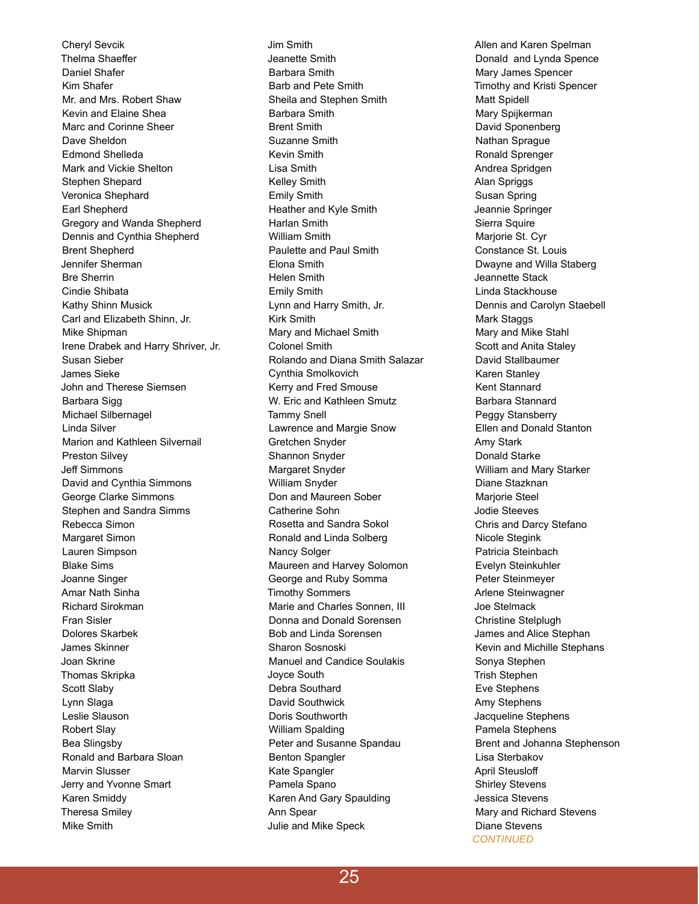Cheryl Sevcik
Thelma Shaeffer
Daniel Shafer
Kim Shafer
Mr. and Mrs. Robert Shaw
Kevin and Elaine Shea
Marc and Corinne Sheer
Dave Sheldon
Edmond Shelleda
Mark and Vickie Shelton
Stephen Shepard
Veronica Shephard
Earl Shepherd
Gregory and Wanda Shepherd
Dennis and Cynthia Shepherd
Brent Shepherd
Jennifer Sherman
Bre Sherrin
Cindie Shibata
Kathy Shinn Musick
Carl and Elizabeth Shinn, Jr.
Mike Shipman
Irene Drabek and Harry Shriver, Jr.
Susan Sieber
James Sieke
John and Therese Siemsen
Barbara Sigg
Michael Silbernagel
Linda Silver
Marion and Kathleen Silvernail
Preston Silvey
Jeff Simmons
David and Cynthia Simmons
George Clarke Simmons
Stephen and Sandra Simms
Rebecca Simon
Margaret Simon
Lauren Simpson
Blake Sims
Joanne Singer
Amar Nath Sinha
Richard Sirokman
Fran Sisler
Dolores Skarbek
James Skinner
Joan Skrine
Thomas Skripka
Scott Slaby
Lynn Slaga
Leslie Slauson
Robert Slay
Bea Slingsby
Ronald and Barbara Sloan
Marvin Slusser
Jerry and Yvonne Smart
Karen Smiddy
Theresa Smiley
Mike Smith
Jim Smith
Jeanette Smith
Barbara Smith
Barb and Pete Smith
Sheila and Stephen Smith
Barbara Smith
Brent Smith
Suzanne Smith
Kevin Smith
Lisa Smith
Kelley Smith
Emily Smith
Heather and Kyle Smith
Harlan Smith
William Smith
Paulette and Paul Smith
Elona Smith
Helen Smith
Emily Smith
Lynn and Harry Smith, Jr.
Kirk Smith
Mary and Michael Smith
Colonel Smith
Rolando and Diana Smith Salazar
Cynthia Smolkovich
Kerry and Fred Smouse
W. Eric and Kathleen Smutz
Tammy Snell
Lawrence and Margie Snow
Gretchen Snyder
Shannon Snyder
Margaret Snyder
William Snyder
Don and Maureen Sober
Catherine Sohn
Rosetta and Sandra Sokol
Ronald and Linda Solberg
Nancy Solger
Maureen and Harvey Solomon
George and Ruby Somma
Timothy Sommers
Marie and Charles Sonnen, III
Donna and Donald Sorensen
Bob and Linda Sorensen
Sharon Sosnoski
Manuel and Candice Soulakis
Joyce South
Debra Southard
David Southwick
Doris Southworth
William Spalding
Peter and Susanne Spandau
Benton Spangler
Kate Spangler
Pamela Spano
Karen And Gary Spaulding
Ann Spear
Julie and Mike Speck
Allen and Karen Spelman
Donald and Lynda Spence
Mary James Spencer
Timothy and Kristi Spencer
Matt Spidell
Mary Spijkerman
David Sponenberg
Nathan Sprague
Ronald Sprenger
Andrea Spridgen
Alan Spriggs
Susan Spring
Jeannie Springer
Sierra Squire
Marjorie St. Cyr
Constance St. Louis
Dwayne and Willa Staberg
Jeannette Stack
Linda Stackhouse
Dennis and Carolyn Staebell
Mark Staggs
Mary and Mike Stahl
Scott and Anita Staley
David Stallbaumer
Karen Stanley
Kent Stannard
Barbara Stannard
Peggy Stansberry
Ellen and Donald Stanton
Amy Stark
Donald Starke
William and Mary Starker
Diane Stazknan
Marjorie Steel
Jodie Steeves
Chris and Darcy Stefano
Nicole Stegink
Patricia Steinbach
Evelyn Steinkuhler
Peter Steinmeyer
Arlene Steinwagner
Joe Stelmack
Christine Stelplugh
James and Alice Stephan
Kevin and Michille Stephans
Sonya Stephen
Trish Stephen
Eve Stephens
Amy Stephens
Jacqueline Stephens
Pamela Stephens
Brent and Johanna Stephenson
Lisa Sterbakov
April Steusloff
Shirley Stevens
Jessica Stevens
Mary and Richard Stevens
Diane Stevens

*CONTINUED*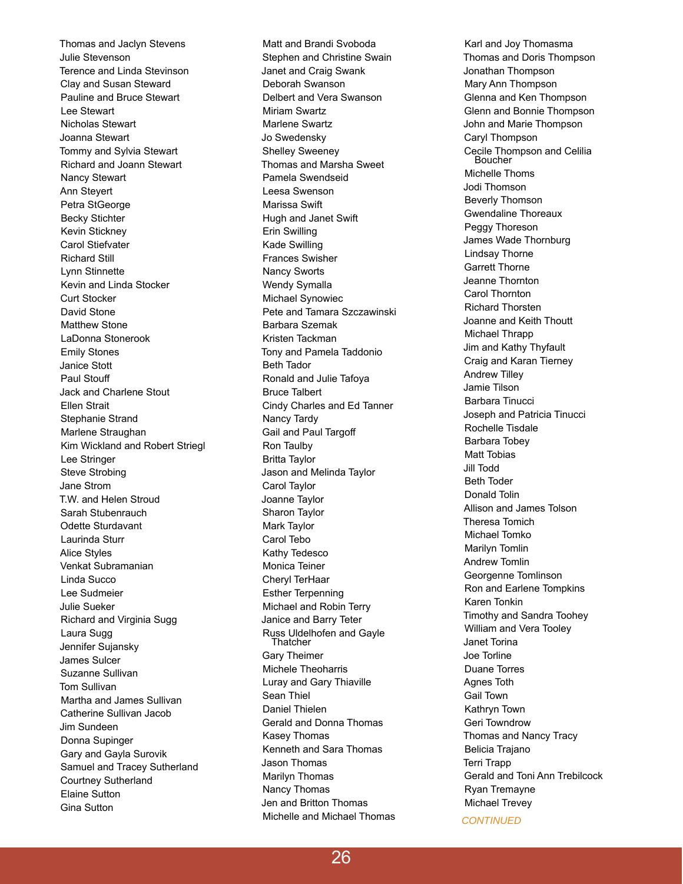Thomas and Jaclyn Stevens
Julie Stevenson
Terence and Linda Stevinson
Clay and Susan Steward
Pauline and Bruce Stewart
Lee Stewart
Nicholas Stewart
Joanna Stewart
Tommy and Sylvia Stewart
Richard and Joann Stewart
Nancy Stewart
Ann Steyert
Petra StGeorge
Becky Stichter
Kevin Stickney
Carol Stiefvater
Richard Still
Lynn Stinnette
Kevin and Linda Stocker
Curt Stocker
David Stone
Matthew Stone
LaDonna Stonerook
Emily Stones
Janice Stott
Paul Stouff
Jack and Charlene Stout
Ellen Strait
Stephanie Strand
Marlene Straughan
Kim Wickland and Robert Striegl
Lee Stringer
Steve Strobing
Jane Strom
T.W. and Helen Stroud
Sarah Stubenrauch
Odette Sturdavant
Laurinda Sturr
Alice Styles
Venkat Subramanian
Linda Succo
Lee Sudmeier
Julie Sueker
Richard and Virginia Sugg
Laura Sugg
Jennifer Sujansky
James Sulcer
Suzanne Sullivan
Tom Sullivan
Martha and James Sullivan
Catherine Sullivan Jacob
Jim Sundeen
Donna Supinger
Gary and Gayla Surovik
Samuel and Tracey Sutherland
Courtney Sutherland
Elaine Sutton
Gina Sutton
Matt and Brandi Svoboda
Stephen and Christine Swain
Janet and Craig Swank
Deborah Swanson
Delbert and Vera Swanson
Miriam Swartz
Marlene Swartz
Jo Swedensky
Shelley Sweeney
Thomas and Marsha Sweet
Pamela Swendseid
Leesa Swenson
Marissa Swift
Hugh and Janet Swift
Erin Swilling
Kade Swilling
Frances Swisher
Nancy Sworts
Wendy Symalla
Michael Synowiec
Pete and Tamara Szczawinski
Barbara Szemak
Kristen Tackman
Tony and Pamela Taddonio
Beth Tador
Ronald and Julie Tafoya
Bruce Talbert
Cindy Charles and Ed Tanner
Nancy Tardy
Gail and Paul Targoff
Ron Taulby
Britta Taylor
Jason and Melinda Taylor
Carol Taylor
Joanne Taylor
Sharon Taylor
Mark Taylor
Carol Tebo
Kathy Tedesco
Monica Teiner
Cheryl TerHaar
Esther Terpenning
Michael and Robin Terry
Janice and Barry Teter
Russ Uldelhofen and Gayle Thatcher
Gary Theimer
Michele Theoharris
Luray and Gary Thiaville
Sean Thiel
Daniel Thielen
Gerald and Donna Thomas
Kasey Thomas
Kenneth and Sara Thomas
Jason Thomas
Marilyn Thomas
Nancy Thomas
Jen and Britton Thomas
Michelle and Michael Thomas
Karl and Joy Thomasma
Thomas and Doris Thompson
Jonathan Thompson
Mary Ann Thompson
Glenna and Ken Thompson
Glenn and Bonnie Thompson
John and Marie Thompson
Caryl Thompson
Cecile Thompson and Celilia Boucher
Michelle Thoms
Jodi Thomson
Beverly Thomson
Gwendaline Thoreaux
Peggy Thoreson
James Wade Thornburg
Lindsay Thorne
Garrett Thorne
Jeanne Thornton
Carol Thornton
Richard Thorsten
Joanne and Keith Thoutt
Michael Thrapp
Jim and Kathy Thyfault
Craig and Karan Tierney
Andrew Tilley
Jamie Tilson
Barbara Tinucci
Joseph and Patricia Tinucci
Rochelle Tisdale
Barbara Tobey
Matt Tobias
Jill Todd
Beth Toder
Donald Tolin
Allison and James Tolson
Theresa Tomich
Michael Tomko
Marilyn Tomlin
Andrew Tomlin
Georgenne Tomlinson
Ron and Earlene Tompkins
Karen Tonkin
Timothy and Sandra Toohey
William and Vera Tooley
Janet Torina
Joe Torline
Duane Torres
Agnes Toth
Gail Town
Kathryn Town
Geri Towndrow
Thomas and Nancy Tracy
Belicia Trajano
Terri Trapp
Gerald and Toni Ann Trebilcock
Ryan Tremayne
Michael Trevey

*CONTINUED*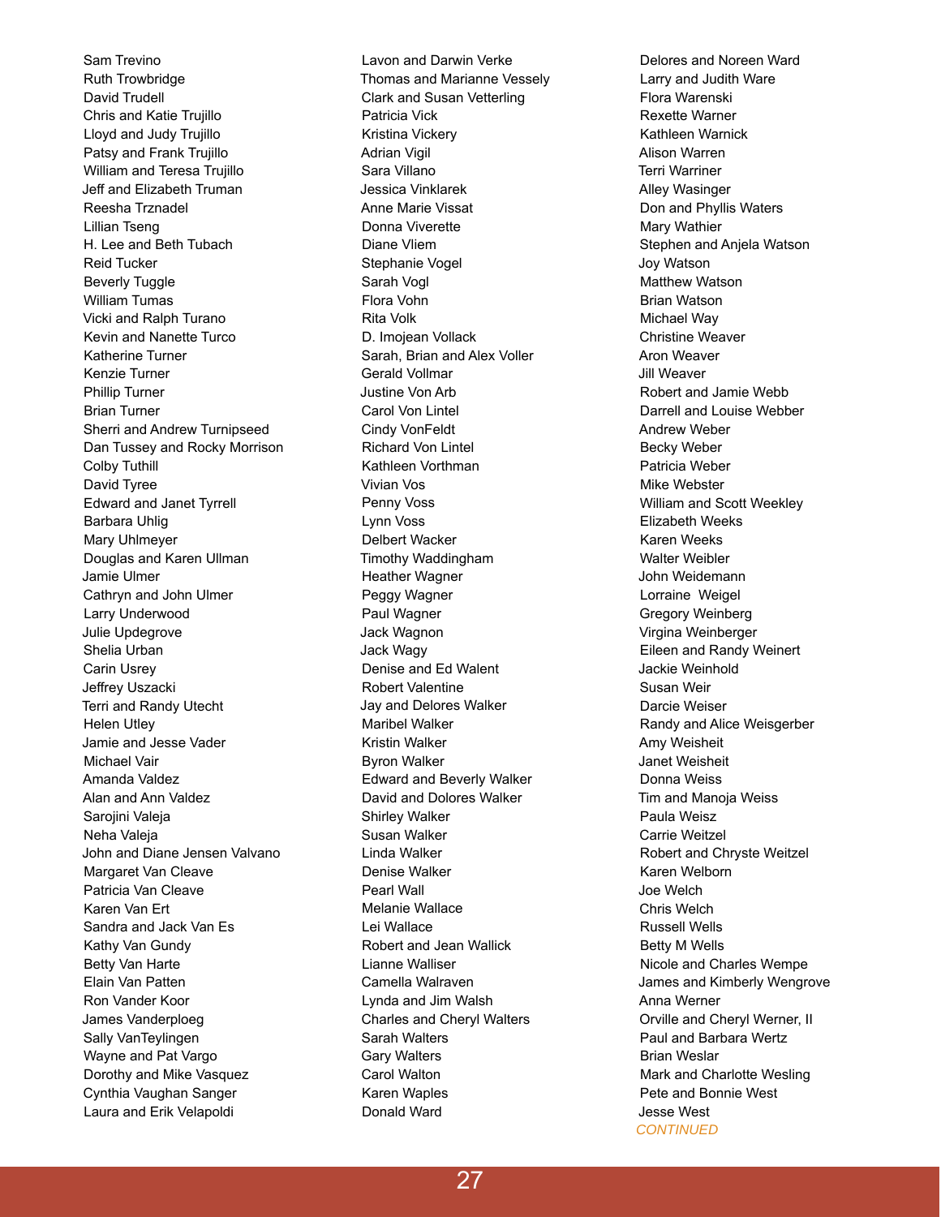Sam Trevino
Ruth Trowbridge
David Trudell
Chris and Katie Trujillo
Lloyd and Judy Trujillo
Patsy and Frank Trujillo
William and Teresa Trujillo
Jeff and Elizabeth Truman
Reesha Trznadel
Lillian Tseng
H. Lee and Beth Tubach
Reid Tucker
Beverly Tuggle
William Tumas
Vicki and Ralph Turano
Kevin and Nanette Turco
Katherine Turner
Kenzie Turner
Phillip Turner
Brian Turner
Sherri and Andrew Turnipseed
Dan Tussey and Rocky Morrison
Colby Tuthill
David Tyree
Edward and Janet Tyrrell
Barbara Uhlig
Mary Uhlmeyer
Douglas and Karen Ullman
Jamie Ulmer
Cathryn and John Ulmer
Larry Underwood
Julie Updegrove
Shelia Urban
Carin Usrey
Jeffrey Uszacki
Terri and Randy Utecht
Helen Utley
Jamie and Jesse Vader
Michael Vair
Amanda Valdez
Alan and Ann Valdez
Sarojini Valeja
Neha Valeja
John and Diane Jensen Valvano
Margaret Van Cleave
Patricia Van Cleave
Karen Van Ert
Sandra and Jack Van Es
Kathy Van Gundy
Betty Van Harte
Elain Van Patten
Ron Vander Koor
James Vanderploeg
Sally VanTeylingen
Wayne and Pat Vargo
Dorothy and Mike Vasquez
Cynthia Vaughan Sanger
Laura and Erik Velapoldi
Lavon and Darwin Verke
Thomas and Marianne Vessely
Clark and Susan Vetterling
Patricia Vick
Kristina Vickery
Adrian Vigil
Sara Villano
Jessica Vinklarek
Anne Marie Vissat
Donna Viverette
Diane Vliem
Stephanie Vogel
Sarah Vogl
Flora Vohn
Rita Volk
D. Imojean Vollack
Sarah, Brian and Alex Voller
Gerald Vollmar
Justine Von Arb
Carol Von Lintel
Cindy VonFeldt
Richard Von Lintel
Kathleen Vorthman
Vivian Vos
Penny Voss
Lynn Voss
Delbert Wacker
Timothy Waddingham
Heather Wagner
Peggy Wagner
Paul Wagner
Jack Wagnon
Jack Wagy
Denise and Ed Walent
Robert Valentine
Jay and Delores Walker
Maribel Walker
Kristin Walker
Byron Walker
Edward and Beverly Walker
David and Dolores Walker
Shirley Walker
Susan Walker
Linda Walker
Denise Walker
Pearl Wall
Melanie Wallace
Lei Wallace
Robert and Jean Wallick
Lianne Walliser
Camella Walraven
Lynda and Jim Walsh
Charles and Cheryl Walters
Sarah Walters
Gary Walters
Carol Walton
Karen Waples
Donald Ward
Delores and Noreen Ward
Larry and Judith Ware
Flora Warenski
Rexette Warner
Kathleen Warnick
Alison Warren
Terri Warriner
Alley Wasinger
Don and Phyllis Waters
Mary Wathier
Stephen and Anjela Watson
Joy Watson
Matthew Watson
Brian Watson
Michael Way
Christine Weaver
Aron Weaver
Jill Weaver
Robert and Jamie Webb
Darrell and Louise Webber
Andrew Weber
Becky Weber
Patricia Weber
Mike Webster
William and Scott Weekley
Elizabeth Weeks
Karen Weeks
Walter Weibler
John Weidemann
Lorraine Weigel
Gregory Weinberg
Virgina Weinberger
Eileen and Randy Weinert
Jackie Weinhold
Susan Weir
Darcie Weiser
Randy and Alice Weisgerber
Amy Weisheit
Janet Weisheit
Donna Weiss
Tim and Manoja Weiss
Paula Weisz
Carrie Weitzel
Robert and Chryste Weitzel
Karen Welborn
Joe Welch
Chris Welch
Russell Wells
Betty M Wells
Nicole and Charles Wempe
James and Kimberly Wengrove
Anna Werner
Orville and Cheryl Werner, II
Paul and Barbara Wertz
Brian Weslar
Mark and Charlotte Wesling
Pete and Bonnie West
Jesse West

*CONTINUED*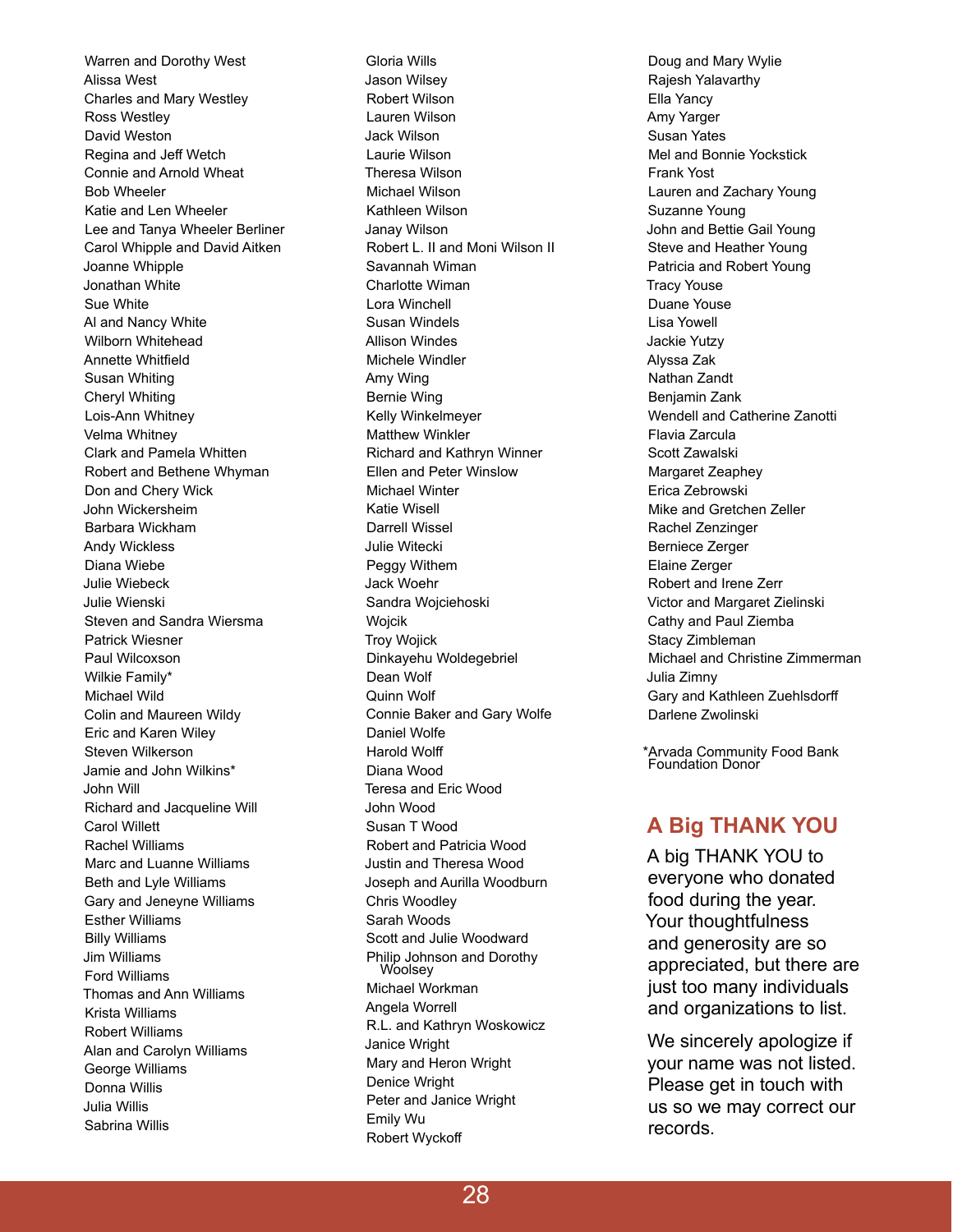Warren and Dorothy West
Alissa West
Charles and Mary Westley
Ross Westley
David Weston
Regina and Jeff Wetch
Connie and Arnold Wheat
Bob Wheeler
Katie and Len Wheeler
Lee and Tanya Wheeler Berliner
Carol Whipple and David Aitken
Joanne Whipple
Jonathan White
Sue White
Al and Nancy White
Wilborn Whitehead
Annette Whitfield
Susan Whiting
Cheryl Whiting
Lois-Ann Whitney
Velma Whitney
Clark and Pamela Whitten
Robert and Bethene Whyman
Don and Chery Wick
John Wickersheim
Barbara Wickham
Andy Wickless
Diana Wiebe
Julie Wiebeck
Julie Wienski
Steven and Sandra Wiersma
Patrick Wiesner
Paul Wilcoxson
Wilkie Family*
Michael Wild
Colin and Maureen Wildy
Eric and Karen Wiley
Steven Wilkerson
Jamie and John Wilkins*
John Will
Richard and Jacqueline Will
Carol Willett
Rachel Williams
Marc and Luanne Williams
Beth and Lyle Williams
Gary and Jeneyne Williams
Esther Williams
Billy Williams
Jim Williams
Ford Williams
Thomas and Ann Williams
Krista Williams
Robert Williams
Alan and Carolyn Williams
George Williams
Donna Willis
Julia Willis
Sabrina Willis

Gloria Wills
Jason Wilsey
Robert Wilson
Lauren Wilson
Jack Wilson
Laurie Wilson
Theresa Wilson
Michael Wilson
Kathleen Wilson
Janay Wilson
Robert L. II and Moni Wilson II
Savannah Wiman
Charlotte Wiman
Lora Winchell
Susan Windels
Allison Windes
Michele Windler
Amy Wing
Bernie Wing
Kelly Winkelmeyer
Matthew Winkler
Richard and Kathryn Winner
Ellen and Peter Winslow
Michael Winter
Katie Wisell
Darrell Wissel
Julie Witecki
Peggy Withem
Jack Woehr
Sandra Wojciehoski
Wojcik
Troy Wojick
Dinkayehu Woldegebriel
Dean Wolf
Quinn Wolf
Connie Baker and Gary Wolfe
Daniel Wolfe
Harold Wolff
Diana Wood
Teresa and Eric Wood
John Wood
Susan T Wood
Robert and Patricia Wood
Justin and Theresa Wood
Joseph and Aurilla Woodburn
Chris Woodley
Sarah Woods
Scott and Julie Woodward
Philip Johnson and Dorothy Woolsey
Michael Workman
Angela Worrell
R.L. and Kathryn Woskowicz
Janice Wright
Mary and Heron Wright
Denice Wright
Peter and Janice Wright
Emily Wu
Robert Wyckoff

Doug and Mary Wylie
Rajesh Yalavarthy
Ella Yancy
Amy Yarger
Susan Yates
Mel and Bonnie Yockstick
Frank Yost
Lauren and Zachary Young
Suzanne Young
John and Bettie Gail Young
Steve and Heather Young
Patricia and Robert Young
Tracy Youse
Duane Youse
Lisa Yowell
Jackie Yutzy
Alyssa Zak
Nathan Zandt
Benjamin Zank
Wendell and Catherine Zanotti
Flavia Zarcula
Scott Zawalski
Margaret Zeaphey
Erica Zebrowski
Mike and Gretchen Zeller
Rachel Zenzinger
Berniece Zerger
Elaine Zerger
Robert and Irene Zerr
Victor and Margaret Zielinski
Cathy and Paul Ziemba
Stacy Zimbleman
Michael and Christine Zimmerman
Julia Zimny
Gary and Kathleen Zuehlsdorff
Darlene Zwolinski

*Arvada Community Food Bank Foundation Donor

## A Big THANK YOU

A big THANK YOU to everyone who donated food during the year. Your thoughtfulness and generosity are so appreciated, but there are just too many individuals and organizations to list.

We sincerely apologize if your name was not listed. Please get in touch with us so we may correct our records.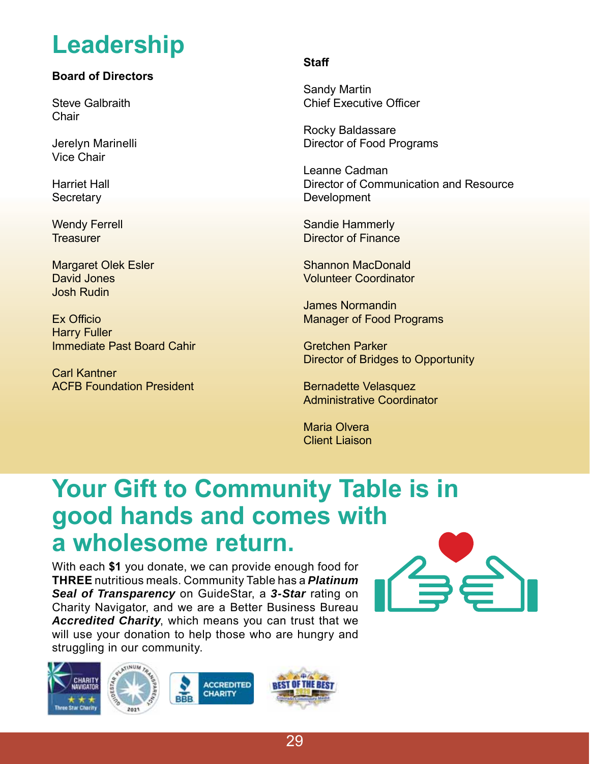# Leadership

**Board of Directors**

Steve Galbraith
Chair

Jerelyn Marinelli
Vice Chair

Harriet Hall
Secretary

Wendy Ferrell
Treasurer

Margaret Olek Esler
David Jones
Josh Rudin

Ex Officio
Harry Fuller
Immediate Past Board Cahir

Carl Kantner
ACFB Foundation President

**Staff**

Sandy Martin
Chief Executive Officer

Rocky Baldassare
Director of Food Programs

Leanne Cadman
Director of Communication and Resource Development

Sandie Hammerly
Director of Finance

Shannon MacDonald
Volunteer Coordinator

James Normandin
Manager of Food Programs

Gretchen Parker
Director of Bridges to Opportunity

Bernadette Velasquez
Administrative Coordinator

Maria Olvera
Client Liaison

# Your Gift to Community Table is in good hands and comes with a wholesome return.

With each **$1** you donate, we can provide enough food for **THREE** nutritious meals. Community Table has a ***Platinum Seal of Transparency*** on GuideStar, a ***3-Star*** rating on Charity Navigator, and we are a Better Business Bureau ***Accredited Charity***, which means you can trust that we will use your donation to help those who are hungry and struggling in our community.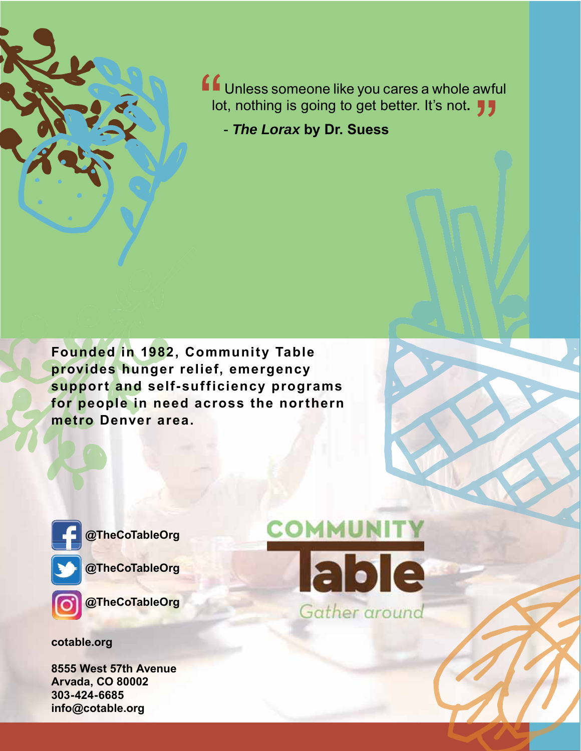> "Unless someone like you cares a whole awful lot, nothing is going to get better. It's not."
>
> - ***The Lorax* by Dr. Suess**

**Founded in 1982, Community Table provides hunger relief, emergency support and self-sufficiency programs for people in need across the northern metro Denver area.**

**@TheCoTableOrg**

**@TheCoTableOrg**

**@TheCoTableOrg**

COMMUNITY Table
Gather around

**cotable.org**

**8555 West 57th Avenue**
**Arvada, CO 80002**
**303-424-6685**
**info@cotable.org**